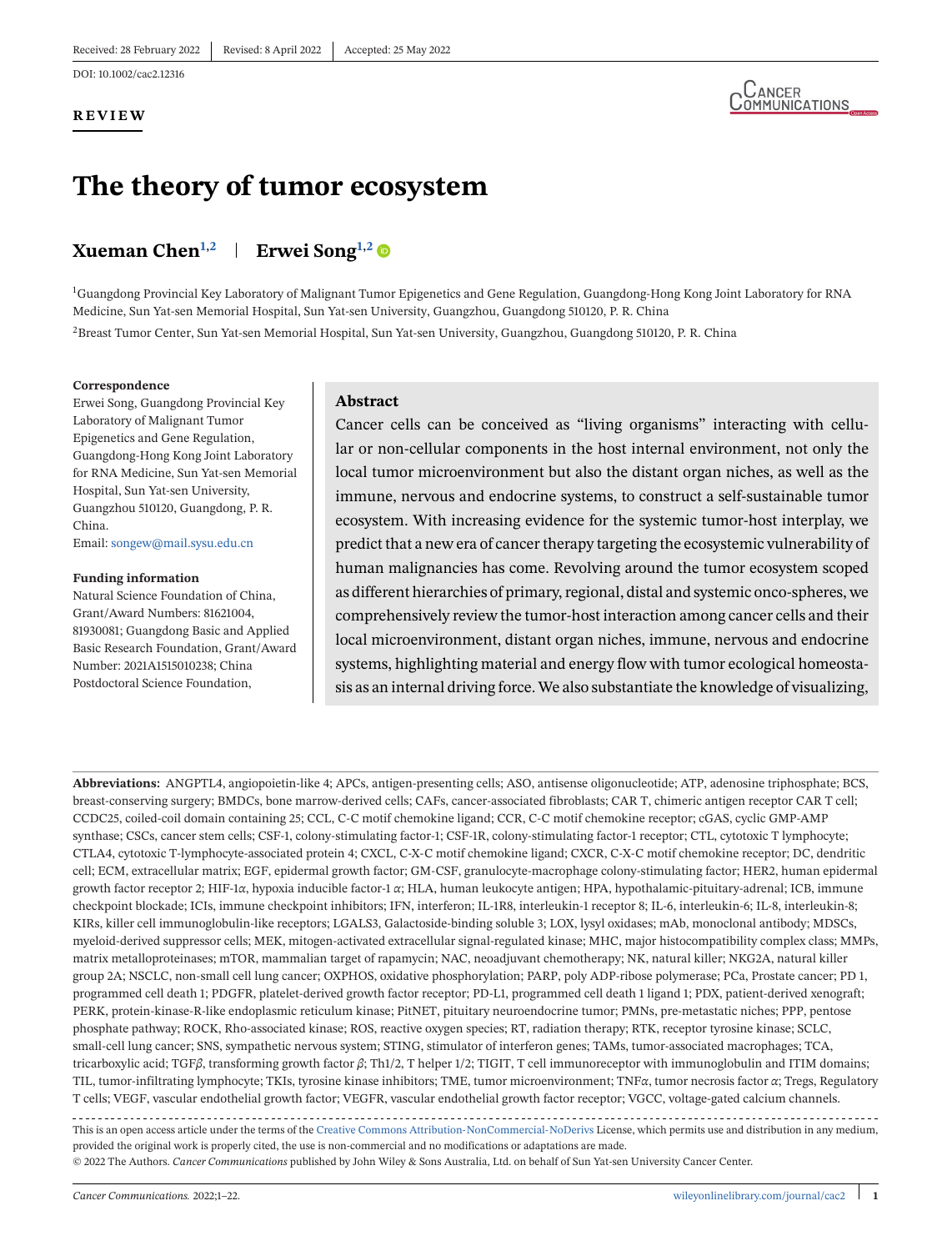Received: 28 February 2022 | Revised: 8 April 2022 | Accepted: 25 May 2022

DOI: 10.1002/cac2.12316

**REVIEW**

# The theory of tumor ecosystem

**Xueman Chen**[1,2] | **Erwei Song**[1,2]

[1]Guangdong Provincial Key Laboratory of Malignant Tumor Epigenetics and Gene Regulation, Guangdong-Hong Kong Joint Laboratory for RNA Medicine, Sun Yat-sen Memorial Hospital, Sun Yat-sen University, Guangzhou, Guangdong 510120, P. R. China

[2]Breast Tumor Center, Sun Yat-sen Memorial Hospital, Sun Yat-sen University, Guangzhou, Guangdong 510120, P. R. China

**Correspondence**

Erwei Song, Guangdong Provincial Key Laboratory of Malignant Tumor Epigenetics and Gene Regulation, Guangdong-Hong Kong Joint Laboratory for RNA Medicine, Sun Yat-sen Memorial Hospital, Sun Yat-sen University, Guangzhou 510120, Guangdong, P. R. China.

Email: songew@mail.sysu.edu.cn

**Funding information**

Natural Science Foundation of China, Grant/Award Numbers: 81621004, 81930081; Guangdong Basic and Applied Basic Research Foundation, Grant/Award Number: 2021A1515010238; China Postdoctoral Science Foundation,

## Abstract

Cancer cells can be conceived as "living organisms" interacting with cellular or non-cellular components in the host internal environment, not only the local tumor microenvironment but also the distant organ niches, as well as the immune, nervous and endocrine systems, to construct a self-sustainable tumor ecosystem. With increasing evidence for the systemic tumor-host interplay, we predict that a new era of cancer therapy targeting the ecosystemic vulnerability of human malignancies has come. Revolving around the tumor ecosystem scoped as different hierarchies of primary, regional, distal and systemic onco-spheres, we comprehensively review the tumor-host interaction among cancer cells and their local microenvironment, distant organ niches, immune, nervous and endocrine systems, highlighting material and energy flow with tumor ecological homeostasis as an internal driving force. We also substantiate the knowledge of visualizing,

**Abbreviations:** ANGPTL4, angiopoietin-like 4; APCs, antigen-presenting cells; ASO, antisense oligonucleotide; ATP, adenosine triphosphate; BCS, breast-conserving surgery; BMDCs, bone marrow-derived cells; CAFs, cancer-associated fibroblasts; CAR T, chimeric antigen receptor CAR T cell; CCDC25, coiled-coil domain containing 25; CCL, C-C motif chemokine ligand; CCR, C-C motif chemokine receptor; cGAS, cyclic GMP-AMP synthase; CSCs, cancer stem cells; CSF-1, colony-stimulating factor-1; CSF-1R, colony-stimulating factor-1 receptor; CTL, cytotoxic T lymphocyte; CTLA4, cytotoxic T-lymphocyte-associated protein 4; CXCL, C-X-C motif chemokine ligand; CXCR, C-X-C motif chemokine receptor; DC, dendritic cell; ECM, extracellular matrix; EGF, epidermal growth factor; GM-CSF, granulocyte-macrophage colony-stimulating factor; HER2, human epidermal growth factor receptor 2; HIF-1α, hypoxia inducible factor-1 α; HLA, human leukocyte antigen; HPA, hypothalamic-pituitary-adrenal; ICB, immune checkpoint blockade; ICIs, immune checkpoint inhibitors; IFN, interferon; IL-1R8, interleukin-1 receptor 8; IL-6, interleukin-6; IL-8, interleukin-8; KIRs, killer cell immunoglobulin-like receptors; LGALS3, Galactoside-binding soluble 3; LOX, lysyl oxidases; mAb, monoclonal antibody; MDSCs, myeloid-derived suppressor cells; MEK, mitogen-activated extracellular signal-regulated kinase; MHC, major histocompatibility complex class; MMPs, matrix metalloproteinases; mTOR, mammalian target of rapamycin; NAC, neoadjuvant chemotherapy; NK, natural killer; NKG2A, natural killer group 2A; NSCLC, non-small cell lung cancer; OXPHOS, oxidative phosphorylation; PARP, poly ADP-ribose polymerase; PCa, Prostate cancer; PD 1, programmed cell death 1; PDGFR, platelet-derived growth factor receptor; PD-L1, programmed cell death 1 ligand 1; PDX, patient-derived xenograft; PERK, protein-kinase-R-like endoplasmic reticulum kinase; PitNET, pituitary neuroendocrine tumor; PMNs, pre-metastatic niches; PPP, pentose phosphate pathway; ROCK, Rho-associated kinase; ROS, reactive oxygen species; RT, radiation therapy; RTK, receptor tyrosine kinase; SCLC, small-cell lung cancer; SNS, sympathetic nervous system; STING, stimulator of interferon genes; TAMs, tumor-associated macrophages; TCA, tricarboxylic acid; TGFβ, transforming growth factor β; Th1/2, T helper 1/2; TIGIT, T cell immunoreceptor with immunoglobulin and ITIM domains; TIL, tumor-infiltrating lymphocyte; TKIs, tyrosine kinase inhibitors; TME, tumor microenvironment; TNFα, tumor necrosis factor α; Tregs, Regulatory T cells; VEGF, vascular endothelial growth factor; VEGFR, vascular endothelial growth factor receptor; VGCC, voltage-gated calcium channels.

This is an open access article under the terms of the Creative Commons Attribution-NonCommercial-NoDerivs License, which permits use and distribution in any medium, provided the original work is properly cited, the use is non-commercial and no modifications or adaptations are made.

© 2022 The Authors. *Cancer Communications* published by John Wiley & Sons Australia, Ltd. on behalf of Sun Yat-sen University Cancer Center.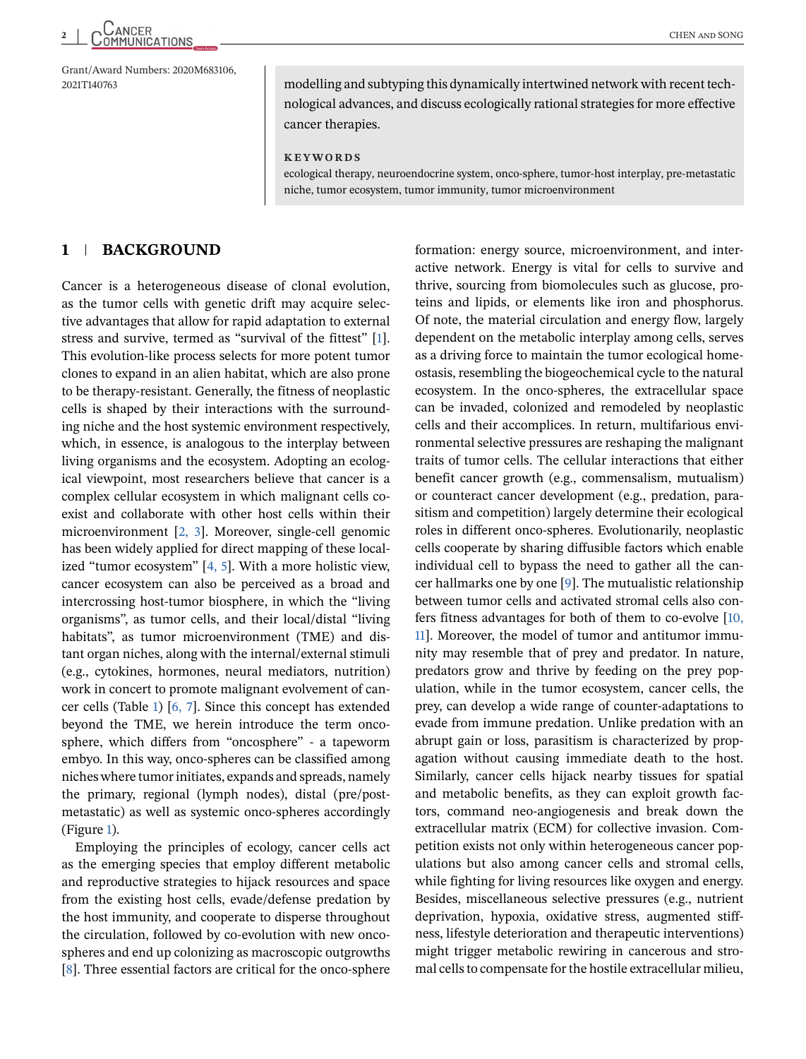Grant/Award Numbers: 2020M683106, 2021T140763

modelling and subtyping this dynamically intertwined network with recent technological advances, and discuss ecologically rational strategies for more effective cancer therapies.

**KEYWORDS**

ecological therapy, neuroendocrine system, onco-sphere, tumor-host interplay, pre-metastatic niche, tumor ecosystem, tumor immunity, tumor microenvironment

## 1 | BACKGROUND

Cancer is a heterogeneous disease of clonal evolution, as the tumor cells with genetic drift may acquire selective advantages that allow for rapid adaptation to external stress and survive, termed as "survival of the fittest" [1]. This evolution-like process selects for more potent tumor clones to expand in an alien habitat, which are also prone to be therapy-resistant. Generally, the fitness of neoplastic cells is shaped by their interactions with the surrounding niche and the host systemic environment respectively, which, in essence, is analogous to the interplay between living organisms and the ecosystem. Adopting an ecological viewpoint, most researchers believe that cancer is a complex cellular ecosystem in which malignant cells coexist and collaborate with other host cells within their microenvironment [2, 3]. Moreover, single-cell genomic has been widely applied for direct mapping of these localized "tumor ecosystem" [4, 5]. With a more holistic view, cancer ecosystem can also be perceived as a broad and intercrossing host-tumor biosphere, in which the "living organisms", as tumor cells, and their local/distal "living habitats", as tumor microenvironment (TME) and distant organ niches, along with the internal/external stimuli (e.g., cytokines, hormones, neural mediators, nutrition) work in concert to promote malignant evolvement of cancer cells (Table 1) [6, 7]. Since this concept has extended beyond the TME, we herein introduce the term onco-sphere, which differs from "oncosphere" - a tapeworm embyo. In this way, onco-spheres can be classified among niches where tumor initiates, expands and spreads, namely the primary, regional (lymph nodes), distal (pre/post-metastatic) as well as systemic onco-spheres accordingly (Figure 1).

Employing the principles of ecology, cancer cells act as the emerging species that employ different metabolic and reproductive strategies to hijack resources and space from the existing host cells, evade/defense predation by the host immunity, and cooperate to disperse throughout the circulation, followed by co-evolution with new onco-spheres and end up colonizing as macroscopic outgrowths [8]. Three essential factors are critical for the onco-sphere formation: energy source, microenvironment, and interactive network. Energy is vital for cells to survive and thrive, sourcing from biomolecules such as glucose, proteins and lipids, or elements like iron and phosphorus. Of note, the material circulation and energy flow, largely dependent on the metabolic interplay among cells, serves as a driving force to maintain the tumor ecological homeostasis, resembling the biogeochemical cycle to the natural ecosystem. In the onco-spheres, the extracellular space can be invaded, colonized and remodeled by neoplastic cells and their accomplices. In return, multifarious environmental selective pressures are reshaping the malignant traits of tumor cells. The cellular interactions that either benefit cancer growth (e.g., commensalism, mutualism) or counteract cancer development (e.g., predation, parasitism and competition) largely determine their ecological roles in different onco-spheres. Evolutionarily, neoplastic cells cooperate by sharing diffusible factors which enable individual cell to bypass the need to gather all the cancer hallmarks one by one [9]. The mutualistic relationship between tumor cells and activated stromal cells also confers fitness advantages for both of them to co-evolve [10, 11]. Moreover, the model of tumor and antitumor immunity may resemble that of prey and predator. In nature, predators grow and thrive by feeding on the prey population, while in the tumor ecosystem, cancer cells, the prey, can develop a wide range of counter-adaptations to evade from immune predation. Unlike predation with an abrupt gain or loss, parasitism is characterized by propagation without causing immediate death to the host. Similarly, cancer cells hijack nearby tissues for spatial and metabolic benefits, as they can exploit growth factors, command neo-angiogenesis and break down the extracellular matrix (ECM) for collective invasion. Competition exists not only within heterogeneous cancer populations but also among cancer cells and stromal cells, while fighting for living resources like oxygen and energy. Besides, miscellaneous selective pressures (e.g., nutrient deprivation, hypoxia, oxidative stress, augmented stiffness, lifestyle deterioration and therapeutic interventions) might trigger metabolic rewiring in cancerous and stromal cells to compensate for the hostile extracellular milieu,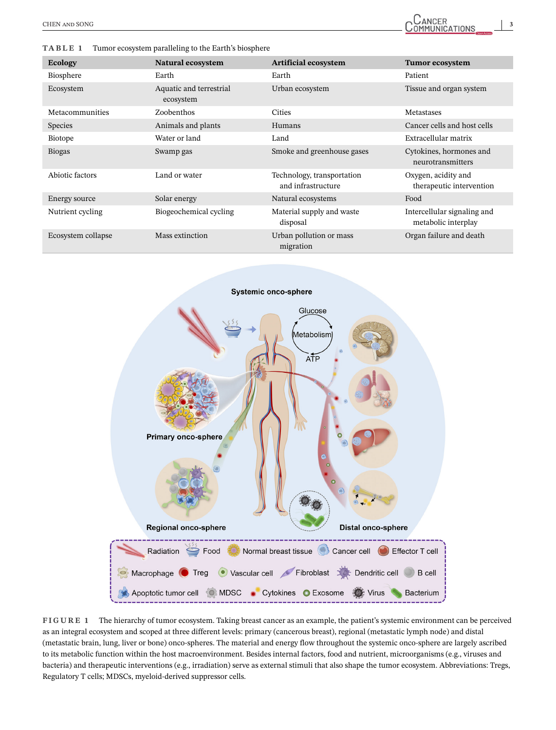**TABLE 1** Tumor ecosystem paralleling to the Earth's biosphere

| Ecology | Natural ecosystem | Artificial ecosystem | Tumor ecosystem |
|---|---|---|---|
| Biosphere | Earth | Earth | Patient |
| Ecosystem | Aquatic and terrestrial ecosystem | Urban ecosystem | Tissue and organ system |
| Metacommunities | Zoobenthos | Cities | Metastases |
| Species | Animals and plants | Humans | Cancer cells and host cells |
| Biotope | Water or land | Land | Extracellular matrix |
| Biogas | Swamp gas | Smoke and greenhouse gases | Cytokines, hormones and neurotransmitters |
| Abiotic factors | Land or water | Technology, transportation and infrastructure | Oxygen, acidity and therapeutic intervention |
| Energy source | Solar energy | Natural ecosystems | Food |
| Nutrient cycling | Biogeochemical cycling | Material supply and waste disposal | Intercellular signaling and metabolic interplay |
| Ecosystem collapse | Mass extinction | Urban pollution or mass migration | Organ failure and death |

**FIGURE 1** The hierarchy of tumor ecosystem. Taking breast cancer as an example, the patient's systemic environment can be perceived as an integral ecosystem and scoped at three different levels: primary (cancerous breast), regional (metastatic lymph node) and distal (metastatic brain, lung, liver or bone) onco-spheres. The material and energy flow throughout the systemic onco-sphere are largely ascribed to its metabolic function within the host macroenvironment. Besides internal factors, food and nutrient, microorganisms (e.g., viruses and bacteria) and therapeutic interventions (e.g., irradiation) serve as external stimuli that also shape the tumor ecosystem. Abbreviations: Tregs, Regulatory T cells; MDSCs, myeloid-derived suppressor cells.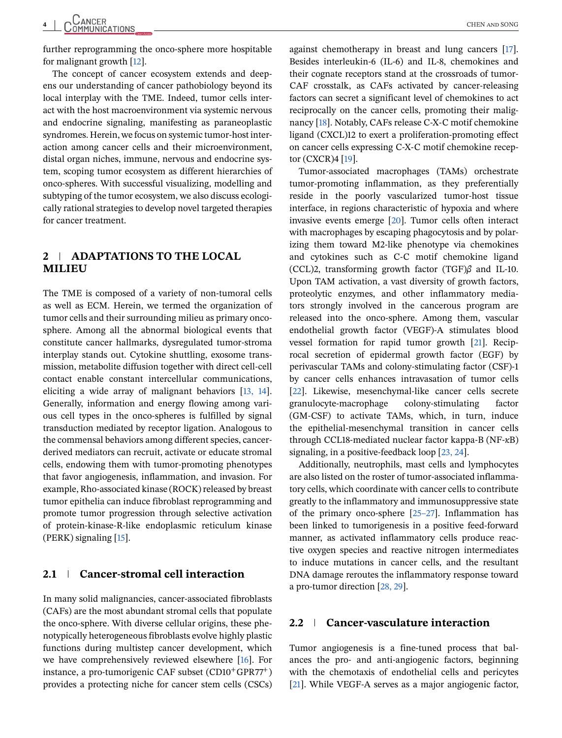further reprogramming the onco-sphere more hospitable for malignant growth [12].

The concept of cancer ecosystem extends and deepens our understanding of cancer pathobiology beyond its local interplay with the TME. Indeed, tumor cells interact with the host macroenvironment via systemic nervous and endocrine signaling, manifesting as paraneoplastic syndromes. Herein, we focus on systemic tumor-host interaction among cancer cells and their microenvironment, distal organ niches, immune, nervous and endocrine system, scoping tumor ecosystem as different hierarchies of onco-spheres. With successful visualizing, modelling and subtyping of the tumor ecosystem, we also discuss ecologically rational strategies to develop novel targeted therapies for cancer treatment.

## 2 | ADAPTATIONS TO THE LOCAL MILIEU

The TME is composed of a variety of non-tumoral cells as well as ECM. Herein, we termed the organization of tumor cells and their surrounding milieu as primary onco-sphere. Among all the abnormal biological events that constitute cancer hallmarks, dysregulated tumor-stroma interplay stands out. Cytokine shuttling, exosome transmission, metabolite diffusion together with direct cell-cell contact enable constant intercellular communications, eliciting a wide array of malignant behaviors [13, 14]. Generally, information and energy flowing among various cell types in the onco-spheres is fulfilled by signal transduction mediated by receptor ligation. Analogous to the commensal behaviors among different species, cancer-derived mediators can recruit, activate or educate stromal cells, endowing them with tumor-promoting phenotypes that favor angiogenesis, inflammation, and invasion. For example, Rho-associated kinase (ROCK) released by breast tumor epithelia can induce fibroblast reprogramming and promote tumor progression through selective activation of protein-kinase-R-like endoplasmic reticulum kinase (PERK) signaling [15].

### 2.1 | Cancer-stromal cell interaction

In many solid malignancies, cancer-associated fibroblasts (CAFs) are the most abundant stromal cells that populate the onco-sphere. With diverse cellular origins, these phenotypically heterogeneous fibroblasts evolve highly plastic functions during multistep cancer development, which we have comprehensively reviewed elsewhere [16]. For instance, a pro-tumorigenic CAF subset ($CD10^{+}GPR77^{+}$) provides a protecting niche for cancer stem cells (CSCs) against chemotherapy in breast and lung cancers [17]. Besides interleukin-6 (IL-6) and IL-8, chemokines and their cognate receptors stand at the crossroads of tumor-CAF crosstalk, as CAFs activated by cancer-releasing factors can secret a significant level of chemokines to act reciprocally on the cancer cells, promoting their malignancy [18]. Notably, CAFs release C-X-C motif chemokine ligand (CXCL)12 to exert a proliferation-promoting effect on cancer cells expressing C-X-C motif chemokine receptor (CXCR)4 [19].

Tumor-associated macrophages (TAMs) orchestrate tumor-promoting inflammation, as they preferentially reside in the poorly vascularized tumor-host tissue interface, in regions characteristic of hypoxia and where invasive events emerge [20]. Tumor cells often interact with macrophages by escaping phagocytosis and by polarizing them toward M2-like phenotype via chemokines and cytokines such as C-C motif chemokine ligand (CCL)2, transforming growth factor (TGF)$\beta$ and IL-10. Upon TAM activation, a vast diversity of growth factors, proteolytic enzymes, and other inflammatory mediators strongly involved in the cancerous program are released into the onco-sphere. Among them, vascular endothelial growth factor (VEGF)-A stimulates blood vessel formation for rapid tumor growth [21]. Reciprocal secretion of epidermal growth factor (EGF) by perivascular TAMs and colony-stimulating factor (CSF)-1 by cancer cells enhances intravasation of tumor cells [22]. Likewise, mesenchymal-like cancer cells secrete granulocyte-macrophage colony-stimulating factor (GM-CSF) to activate TAMs, which, in turn, induce the epithelial-mesenchymal transition in cancer cells through CCL18-mediated nuclear factor kappa-B (NF-$\kappa$B) signaling, in a positive-feedback loop [23, 24].

Additionally, neutrophils, mast cells and lymphocytes are also listed on the roster of tumor-associated inflammatory cells, which coordinate with cancer cells to contribute greatly to the inflammatory and immunosuppressive state of the primary onco-sphere [25–27]. Inflammation has been linked to tumorigenesis in a positive feed-forward manner, as activated inflammatory cells produce reactive oxygen species and reactive nitrogen intermediates to induce mutations in cancer cells, and the resultant DNA damage reroutes the inflammatory response toward a pro-tumor direction [28, 29].

### 2.2 | Cancer-vasculature interaction

Tumor angiogenesis is a fine-tuned process that balances the pro- and anti-angiogenic factors, beginning with the chemotaxis of endothelial cells and pericytes [21]. While VEGF-A serves as a major angiogenic factor,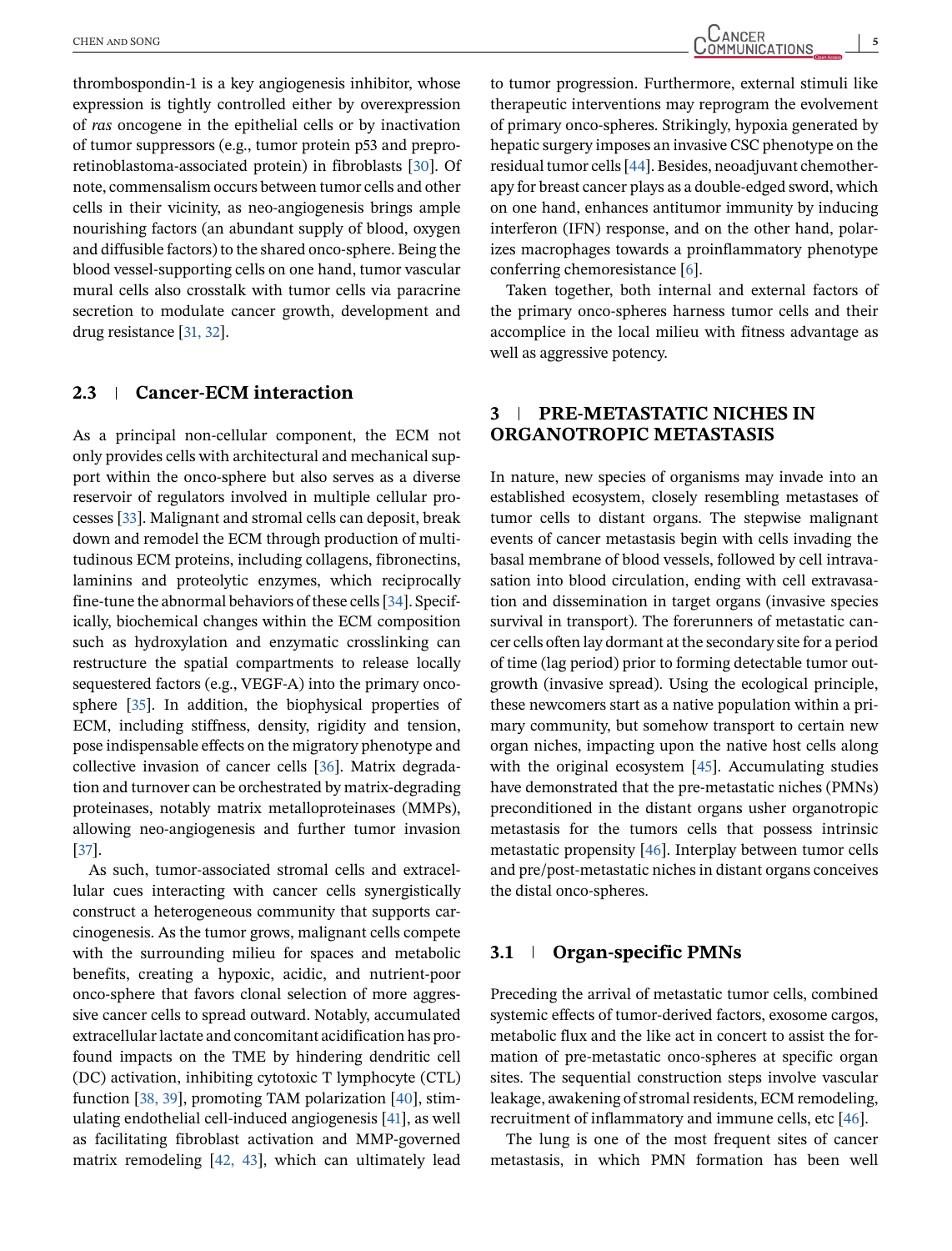thrombospondin-1 is a key angiogenesis inhibitor, whose expression is tightly controlled either by overexpression of *ras* oncogene in the epithelial cells or by inactivation of tumor suppressors (e.g., tumor protein p53 and preproretinoblastoma-associated protein) in fibroblasts [30]. Of note, commensalism occurs between tumor cells and other cells in their vicinity, as neo-angiogenesis brings ample nourishing factors (an abundant supply of blood, oxygen and diffusible factors) to the shared onco-sphere. Being the blood vessel-supporting cells on one hand, tumor vascular mural cells also crosstalk with tumor cells via paracrine secretion to modulate cancer growth, development and drug resistance [31, 32].

### 2.3 | Cancer-ECM interaction

As a principal non-cellular component, the ECM not only provides cells with architectural and mechanical support within the onco-sphere but also serves as a diverse reservoir of regulators involved in multiple cellular processes [33]. Malignant and stromal cells can deposit, break down and remodel the ECM through production of multitudinous ECM proteins, including collagens, fibronectins, laminins and proteolytic enzymes, which reciprocally fine-tune the abnormal behaviors of these cells [34]. Specifically, biochemical changes within the ECM composition such as hydroxylation and enzymatic crosslinking can restructure the spatial compartments to release locally sequestered factors (e.g., VEGF-A) into the primary onco-sphere [35]. In addition, the biophysical properties of ECM, including stiffness, density, rigidity and tension, pose indispensable effects on the migratory phenotype and collective invasion of cancer cells [36]. Matrix degradation and turnover can be orchestrated by matrix-degrading proteinases, notably matrix metalloproteinases (MMPs), allowing neo-angiogenesis and further tumor invasion [37].

As such, tumor-associated stromal cells and extracellular cues interacting with cancer cells synergistically construct a heterogeneous community that supports carcinogenesis. As the tumor grows, malignant cells compete with the surrounding milieu for spaces and metabolic benefits, creating a hypoxic, acidic, and nutrient-poor onco-sphere that favors clonal selection of more aggressive cancer cells to spread outward. Notably, accumulated extracellular lactate and concomitant acidification has profound impacts on the TME by hindering dendritic cell (DC) activation, inhibiting cytotoxic T lymphocyte (CTL) function [38, 39], promoting TAM polarization [40], stimulating endothelial cell-induced angiogenesis [41], as well as facilitating fibroblast activation and MMP-governed matrix remodeling [42, 43], which can ultimately lead to tumor progression. Furthermore, external stimuli like therapeutic interventions may reprogram the evolvement of primary onco-spheres. Strikingly, hypoxia generated by hepatic surgery imposes an invasive CSC phenotype on the residual tumor cells [44]. Besides, neoadjuvant chemotherapy for breast cancer plays as a double-edged sword, which on one hand, enhances antitumor immunity by inducing interferon (IFN) response, and on the other hand, polarizes macrophages towards a proinflammatory phenotype conferring chemoresistance [6].

Taken together, both internal and external factors of the primary onco-spheres harness tumor cells and their accomplice in the local milieu with fitness advantage as well as aggressive potency.

## 3 | PRE-METASTATIC NICHES IN ORGANOTROPIC METASTASIS

In nature, new species of organisms may invade into an established ecosystem, closely resembling metastases of tumor cells to distant organs. The stepwise malignant events of cancer metastasis begin with cells invading the basal membrane of blood vessels, followed by cell intravasation into blood circulation, ending with cell extravasation and dissemination in target organs (invasive species survival in transport). The forerunners of metastatic cancer cells often lay dormant at the secondary site for a period of time (lag period) prior to forming detectable tumor outgrowth (invasive spread). Using the ecological principle, these newcomers start as a native population within a primary community, but somehow transport to certain new organ niches, impacting upon the native host cells along with the original ecosystem [45]. Accumulating studies have demonstrated that the pre-metastatic niches (PMNs) preconditioned in the distant organs usher organotropic metastasis for the tumors cells that possess intrinsic metastatic propensity [46]. Interplay between tumor cells and pre/post-metastatic niches in distant organs conceives the distal onco-spheres.

### 3.1 | Organ-specific PMNs

Preceding the arrival of metastatic tumor cells, combined systemic effects of tumor-derived factors, exosome cargos, metabolic flux and the like act in concert to assist the formation of pre-metastatic onco-spheres at specific organ sites. The sequential construction steps involve vascular leakage, awakening of stromal residents, ECM remodeling, recruitment of inflammatory and immune cells, etc [46].

The lung is one of the most frequent sites of cancer metastasis, in which PMN formation has been well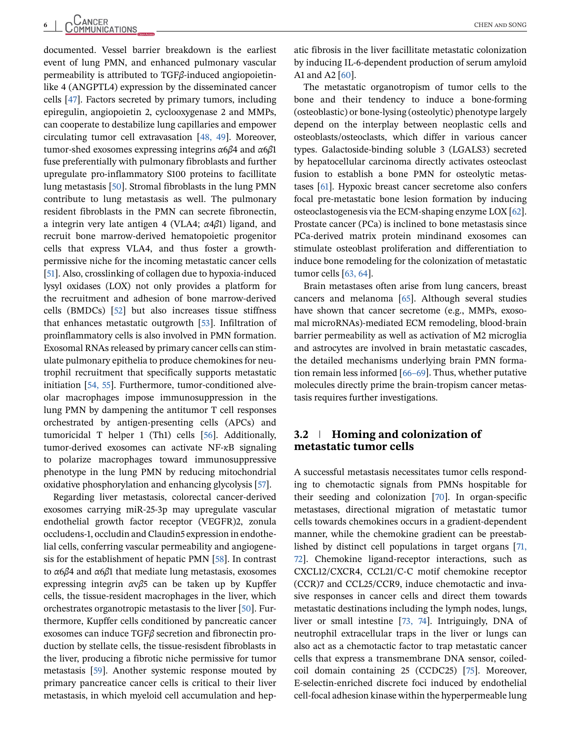documented. Vessel barrier breakdown is the earliest event of lung PMN, and enhanced pulmonary vascular permeability is attributed to TGF$\beta$-induced angiopoietin-like 4 (ANGPTL4) expression by the disseminated cancer cells [47]. Factors secreted by primary tumors, including epiregulin, angiopoietin 2, cyclooxygenase 2 and MMPs, can cooperate to destabilize lung capillaries and empower circulating tumor cell extravasation [48, 49]. Moreover, tumor-shed exosomes expressing integrins $\alpha 6\beta 4$ and $\alpha 6\beta 1$ fuse preferentially with pulmonary fibroblasts and further upregulate pro-inflammatory S100 proteins to facillitate lung metastasis [50]. Stromal fibroblasts in the lung PMN contribute to lung metastasis as well. The pulmonary resident fibroblasts in the PMN can secrete fibronectin, a integrin very late antigen 4 (VLA4; $\alpha 4\beta 1$) ligand, and recruit bone marrow-derived hematopoietic progenitor cells that express VLA4, and thus foster a growth-permissive niche for the incoming metastatic cancer cells [51]. Also, crosslinking of collagen due to hypoxia-induced lysyl oxidases (LOX) not only provides a platform for the recruitment and adhesion of bone marrow-derived cells (BMDCs) [52] but also increases tissue stiffness that enhances metastatic outgrowth [53]. Infiltration of proinflammatory cells is also involved in PMN formation. Exosomal RNAs released by primary cancer cells can stimulate pulmonary epithelia to produce chemokines for neutrophil recruitment that specifically supports metastatic initiation [54, 55]. Furthermore, tumor-conditioned alveolar macrophages impose immunosuppression in the lung PMN by dampening the antitumor T cell responses orchestrated by antigen-presenting cells (APCs) and tumoricidal T helper 1 (Th1) cells [56]. Additionally, tumor-derived exosomes can activate NF-$\kappa$B signaling to polarize macrophages toward immunosuppressive phenotype in the lung PMN by reducing mitochondrial oxidative phosphorylation and enhancing glycolysis [57].

Regarding liver metastasis, colorectal cancer-derived exosomes carrying miR-25-3p may upregulate vascular endothelial growth factor receptor (VEGFR)2, zonula occludens-1, occludin and Claudin5 expression in endothelial cells, conferring vascular permeability and angiogenesis for the establishment of hepatic PMN [58]. In contrast to $\alpha 6\beta 4$ and $\alpha 6\beta 1$ that mediate lung metastasis, exosomes expressing integrin $\alpha v\beta 5$ can be taken up by Kupffer cells, the tissue-resident macrophages in the liver, which orchestrates organotropic metastasis to the liver [50]. Furthermore, Kupffer cells conditioned by pancreatic cancer exosomes can induce TGF$\beta$ secretion and fibronectin production by stellate cells, the tissue-resisdent fibroblasts in the liver, producing a fibrotic niche permissive for tumor metastasis [59]. Another systemic response mouted by primary pancreatice cancer cells is critical to their liver metastasis, in which myeloid cell accumulation and hepatic fibrosis in the liver facillitate metastatic colonization by inducing IL-6-dependent production of serum amyloid A1 and A2 [60].

The metastatic organotropism of tumor cells to the bone and their tendency to induce a bone-forming (osteoblastic) or bone-lysing (osteolytic) phenotype largely depend on the interplay between neoplastic cells and osteoblasts/osteoclasts, which differ in various cancer types. Galactoside-binding soluble 3 (LGALS3) secreted by hepatocellular carcinoma directly activates osteoclast fusion to establish a bone PMN for osteolytic metastases [61]. Hypoxic breast cancer secretome also confers focal pre-metastatic bone lesion formation by inducing osteoclastogenesis via the ECM-shaping enzyme LOX [62]. Prostate cancer (PCa) is inclined to bone metastasis since PCa-derived matrix protein mindinand exosomes can stimulate osteoblast proliferation and differentiation to induce bone remodeling for the colonization of metastatic tumor cells [63, 64].

Brain metastases often arise from lung cancers, breast cancers and melanoma [65]. Although several studies have shown that cancer secretome (e.g., MMPs, exosomal microRNAs)-mediated ECM remodeling, blood-brain barrier permeability as well as activation of M2 microglia and astrocytes are involved in brain metastatic cascades, the detailed mechanisms underlying brain PMN formation remain less informed [66–69]. Thus, whether putative molecules directly prime the brain-tropism cancer metastasis requires further investigations.

### 3.2 | Homing and colonization of metastatic tumor cells

A successful metastasis necessitates tumor cells responding to chemotactic signals from PMNs hospitable for their seeding and colonization [70]. In organ-specific metastases, directional migration of metastatic tumor cells towards chemokines occurs in a gradient-dependent manner, while the chemokine gradient can be preestablished by distinct cell populations in target organs [71, 72]. Chemokine ligand-receptor interactions, such as CXCL12/CXCR4, CCL21/C-C motif chemokine receptor (CCR)7 and CCL25/CCR9, induce chemotactic and invasive responses in cancer cells and direct them towards metastatic destinations including the lymph nodes, lungs, liver or small intestine [73, 74]. Intriguingly, DNA of neutrophil extracellular traps in the liver or lungs can also act as a chemotactic factor to trap metastatic cancer cells that express a transmembrane DNA sensor, coiled-coil domain containing 25 (CCDC25) [75]. Moreover, E-selectin-enriched discrete foci induced by endothelial cell-focal adhesion kinase within the hyperpermeable lung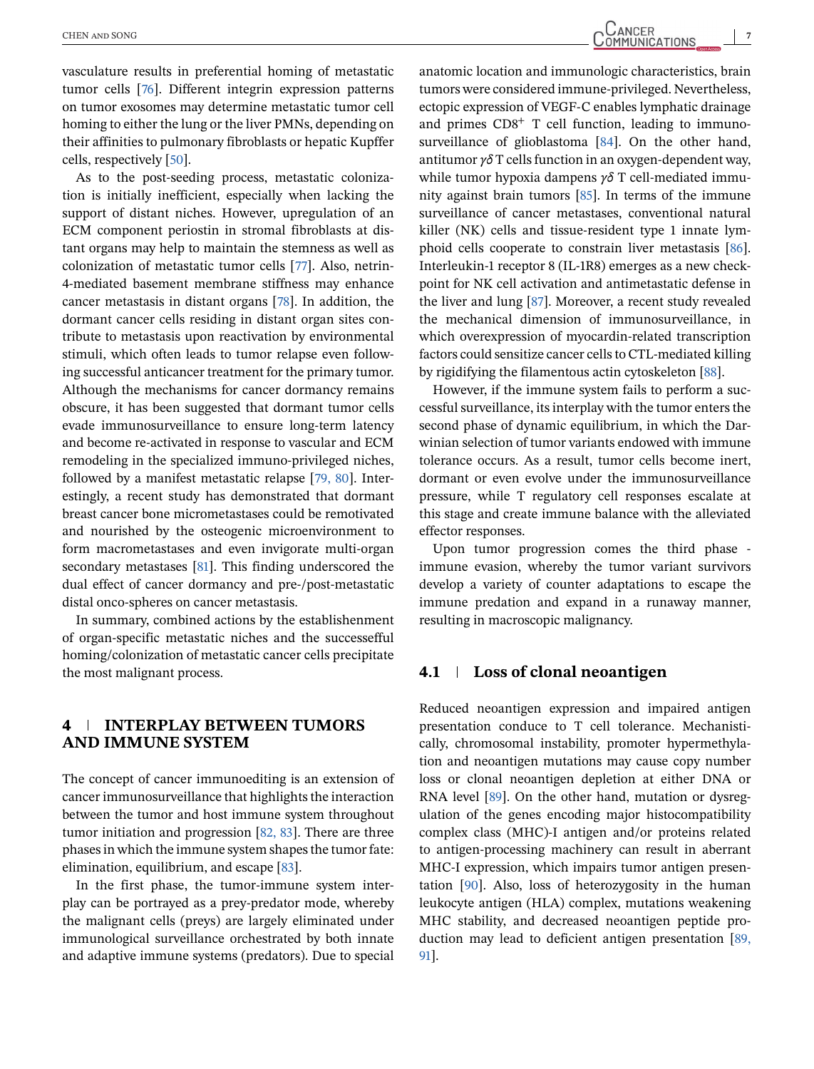vasculature results in preferential homing of metastatic tumor cells [76]. Different integrin expression patterns on tumor exosomes may determine metastatic tumor cell homing to either the lung or the liver PMNs, depending on their affinities to pulmonary fibroblasts or hepatic Kupffer cells, respectively [50].

As to the post-seeding process, metastatic colonization is initially inefficient, especially when lacking the support of distant niches. However, upregulation of an ECM component periostin in stromal fibroblasts at distant organs may help to maintain the stemness as well as colonization of metastatic tumor cells [77]. Also, netrin-4-mediated basement membrane stiffness may enhance cancer metastasis in distant organs [78]. In addition, the dormant cancer cells residing in distant organ sites contribute to metastasis upon reactivation by environmental stimuli, which often leads to tumor relapse even following successful anticancer treatment for the primary tumor. Although the mechanisms for cancer dormancy remains obscure, it has been suggested that dormant tumor cells evade immunosurveillance to ensure long-term latency and become re-activated in response to vascular and ECM remodeling in the specialized immuno-privileged niches, followed by a manifest metastatic relapse [79, 80]. Interestingly, a recent study has demonstrated that dormant breast cancer bone micrometastases could be remotivated and nourished by the osteogenic microenvironment to form macrometastases and even invigorate multi-organ secondary metastases [81]. This finding underscored the dual effect of cancer dormancy and pre-/post-metastatic distal onco-spheres on cancer metastasis.

In summary, combined actions by the establishenment of organ-specific metastatic niches and the successeful homing/colonization of metastatic cancer cells precipitate the most malignant process.

## 4 | INTERPLAY BETWEEN TUMORS AND IMMUNE SYSTEM

The concept of cancer immunoediting is an extension of cancer immunosurveillance that highlights the interaction between the tumor and host immune system throughout tumor initiation and progression [82, 83]. There are three phases in which the immune system shapes the tumor fate: elimination, equilibrium, and escape [83].

In the first phase, the tumor-immune system interplay can be portrayed as a prey-predator mode, whereby the malignant cells (preys) are largely eliminated under immunological surveillance orchestrated by both innate and adaptive immune systems (predators). Due to special anatomic location and immunologic characteristics, brain tumors were considered immune-privileged. Nevertheless, ectopic expression of VEGF-C enables lymphatic drainage and primes $CD8^{+}$ T cell function, leading to immunosurveillance of glioblastoma [84]. On the other hand, antitumor $\gamma\delta$ T cells function in an oxygen-dependent way, while tumor hypoxia dampens $\gamma\delta$ T cell-mediated immunity against brain tumors [85]. In terms of the immune surveillance of cancer metastases, conventional natural killer (NK) cells and tissue-resident type 1 innate lymphoid cells cooperate to constrain liver metastasis [86]. Interleukin-1 receptor 8 (IL-1R8) emerges as a new checkpoint for NK cell activation and antimetastatic defense in the liver and lung [87]. Moreover, a recent study revealed the mechanical dimension of immunosurveillance, in which overexpression of myocardin-related transcription factors could sensitize cancer cells to CTL-mediated killing by rigidifying the filamentous actin cytoskeleton [88].

However, if the immune system fails to perform a successful surveillance, its interplay with the tumor enters the second phase of dynamic equilibrium, in which the Darwinian selection of tumor variants endowed with immune tolerance occurs. As a result, tumor cells become inert, dormant or even evolve under the immunosurveillance pressure, while T regulatory cell responses escalate at this stage and create immune balance with the alleviated effector responses.

Upon tumor progression comes the third phase - immune evasion, whereby the tumor variant survivors develop a variety of counter adaptations to escape the immune predation and expand in a runaway manner, resulting in macroscopic malignancy.

### 4.1 | Loss of clonal neoantigen

Reduced neoantigen expression and impaired antigen presentation conduce to T cell tolerance. Mechanistically, chromosomal instability, promoter hypermethylation and neoantigen mutations may cause copy number loss or clonal neoantigen depletion at either DNA or RNA level [89]. On the other hand, mutation or dysregulation of the genes encoding major histocompatibility complex class (MHC)-I antigen and/or proteins related to antigen-processing machinery can result in aberrant MHC-I expression, which impairs tumor antigen presentation [90]. Also, loss of heterozygosity in the human leukocyte antigen (HLA) complex, mutations weakening MHC stability, and decreased neoantigen peptide production may lead to deficient antigen presentation [89, 91].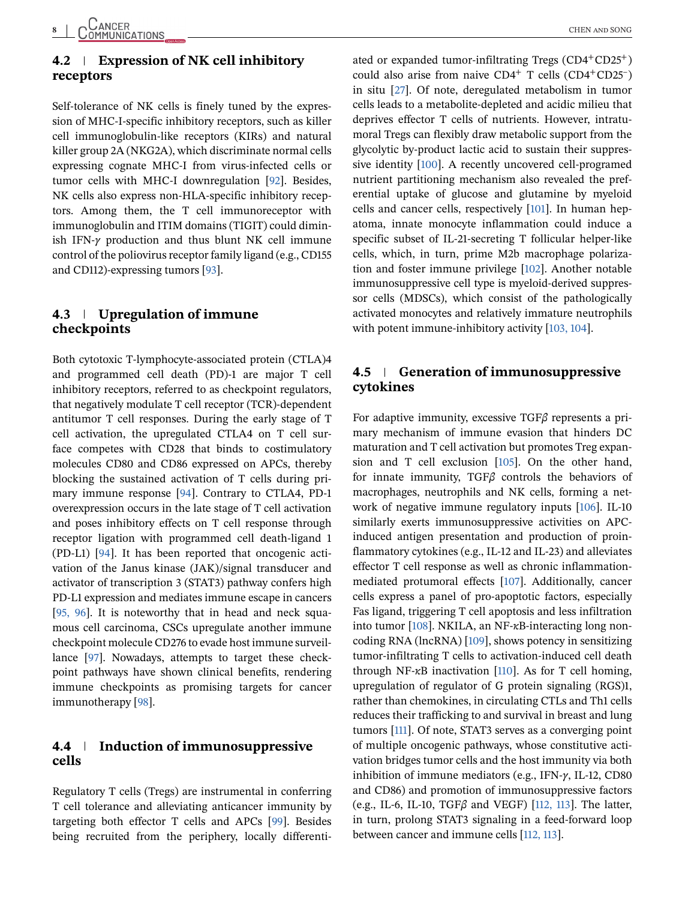### 4.2 | Expression of NK cell inhibitory receptors

Self-tolerance of NK cells is finely tuned by the expression of MHC-I-specific inhibitory receptors, such as killer cell immunoglobulin-like receptors (KIRs) and natural killer group 2A (NKG2A), which discriminate normal cells expressing cognate MHC-I from virus-infected cells or tumor cells with MHC-I downregulation [92]. Besides, NK cells also express non-HLA-specific inhibitory receptors. Among them, the T cell immunoreceptor with immunoglobulin and ITIM domains (TIGIT) could diminish IFN-$\gamma$ production and thus blunt NK cell immune control of the poliovirus receptor family ligand (e.g., CD155 and CD112)-expressing tumors [93].

### 4.3 | Upregulation of immune checkpoints

Both cytotoxic T-lymphocyte-associated protein (CTLA)4 and programmed cell death (PD)-1 are major T cell inhibitory receptors, referred to as checkpoint regulators, that negatively modulate T cell receptor (TCR)-dependent antitumor T cell responses. During the early stage of T cell activation, the upregulated CTLA4 on T cell surface competes with CD28 that binds to costimulatory molecules CD80 and CD86 expressed on APCs, thereby blocking the sustained activation of T cells during primary immune response [94]. Contrary to CTLA4, PD-1 overexpression occurs in the late stage of T cell activation and poses inhibitory effects on T cell response through receptor ligation with programmed cell death-ligand 1 (PD-L1) [94]. It has been reported that oncogenic activation of the Janus kinase (JAK)/signal transducer and activator of transcription 3 (STAT3) pathway confers high PD-L1 expression and mediates immune escape in cancers [95, 96]. It is noteworthy that in head and neck squamous cell carcinoma, CSCs upregulate another immune checkpoint molecule CD276 to evade host immune surveillance [97]. Nowadays, attempts to target these checkpoint pathways have shown clinical benefits, rendering immune checkpoints as promising targets for cancer immunotherapy [98].

### 4.4 | Induction of immunosuppressive cells

Regulatory T cells (Tregs) are instrumental in conferring T cell tolerance and alleviating anticancer immunity by targeting both effector T cells and APCs [99]. Besides being recruited from the periphery, locally differentiated or expanded tumor-infiltrating Tregs ($CD4^{+}CD25^{+}$) could also arise from naive $CD4^{+}$ T cells ($CD4^{+}CD25^{-}$) in situ [27]. Of note, deregulated metabolism in tumor cells leads to a metabolite-depleted and acidic milieu that deprives effector T cells of nutrients. However, intratumoral Tregs can flexibly draw metabolic support from the glycolytic by-product lactic acid to sustain their suppressive identity [100]. A recently uncovered cell-programed nutrient partitioning mechanism also revealed the preferential uptake of glucose and glutamine by myeloid cells and cancer cells, respectively [101]. In human hepatoma, innate monocyte inflammation could induce a specific subset of IL-21-secreting T follicular helper-like cells, which, in turn, prime M2b macrophage polarization and foster immune privilege [102]. Another notable immunosuppressive cell type is myeloid-derived suppressor cells (MDSCs), which consist of the pathologically activated monocytes and relatively immature neutrophils with potent immune-inhibitory activity [103, 104].

### 4.5 | Generation of immunosuppressive cytokines

For adaptive immunity, excessive TGF$\beta$ represents a primary mechanism of immune evasion that hinders DC maturation and T cell activation but promotes Treg expansion and T cell exclusion [105]. On the other hand, for innate immunity, TGF$\beta$ controls the behaviors of macrophages, neutrophils and NK cells, forming a network of negative immune regulatory inputs [106]. IL-10 similarly exerts immunosuppressive activities on APC-induced antigen presentation and production of proinflammatory cytokines (e.g., IL-12 and IL-23) and alleviates effector T cell response as well as chronic inflammation-mediated protumoral effects [107]. Additionally, cancer cells express a panel of pro-apoptotic factors, especially Fas ligand, triggering T cell apoptosis and less infiltration into tumor [108]. NKILA, an NF-$\kappa$B-interacting long noncoding RNA (lncRNA) [109], shows potency in sensitizing tumor-infiltrating T cells to activation-induced cell death through NF-$\kappa$B inactivation [110]. As for T cell homing, upregulation of regulator of G protein signaling (RGS)1, rather than chemokines, in circulating CTLs and Th1 cells reduces their trafficking to and survival in breast and lung tumors [111]. Of note, STAT3 serves as a converging point of multiple oncogenic pathways, whose constitutive activation bridges tumor cells and the host immunity via both inhibition of immune mediators (e.g., IFN-$\gamma$, IL-12, CD80 and CD86) and promotion of immunosuppressive factors (e.g., IL-6, IL-10, TGF$\beta$ and VEGF) [112, 113]. The latter, in turn, prolong STAT3 signaling in a feed-forward loop between cancer and immune cells [112, 113].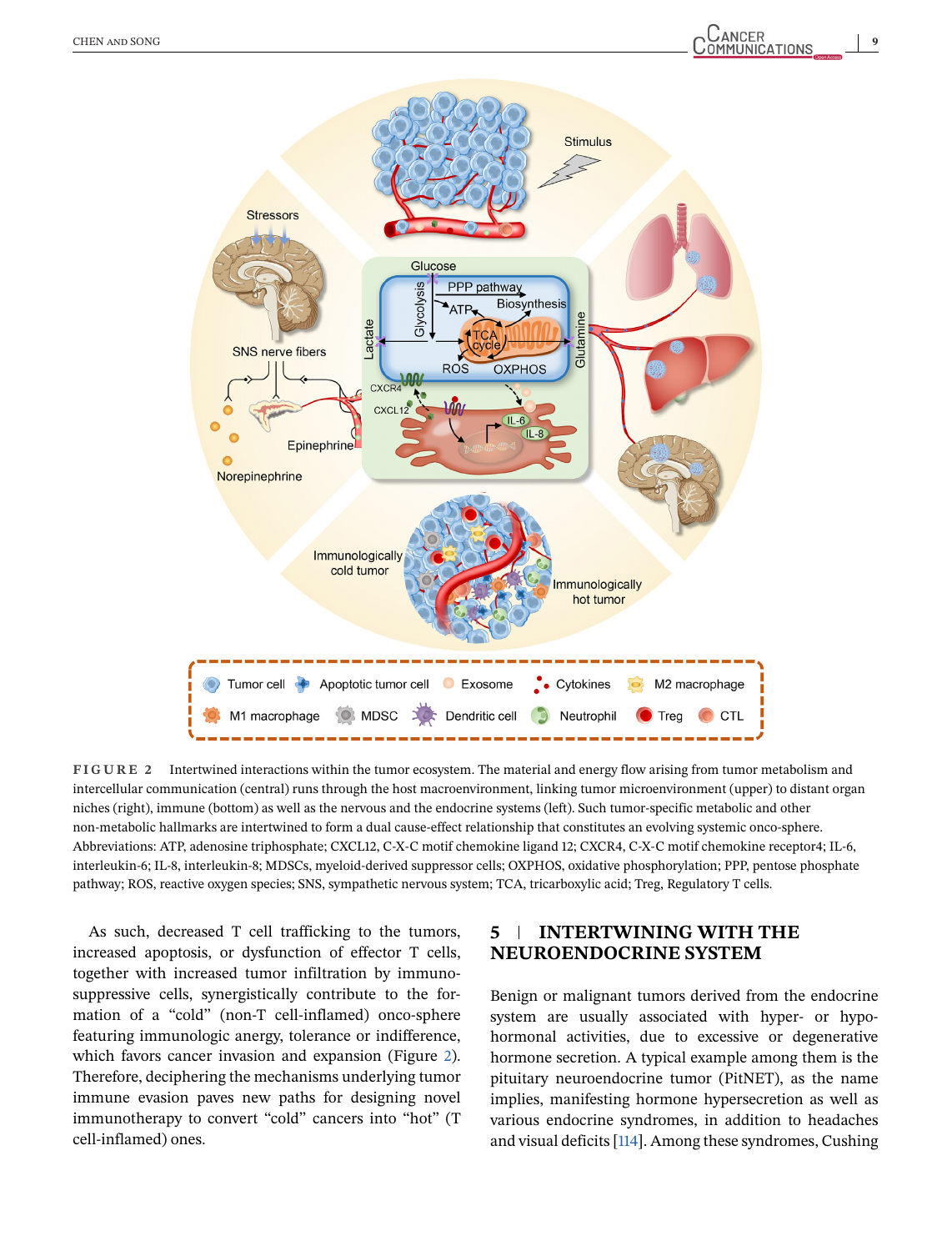FIGURE 2 Intertwined interactions within the tumor ecosystem. The material and energy flow arising from tumor metabolism and intercellular communication (central) runs through the host macroenvironment, linking tumor microenvironment (upper) to distant organ niches (right), immune (bottom) as well as the nervous and the endocrine systems (left). Such tumor-specific metabolic and other non-metabolic hallmarks are intertwined to form a dual cause-effect relationship that constitutes an evolving systemic onco-sphere. Abbreviations: ATP, adenosine triphosphate; CXCL12, C-X-C motif chemokine ligand 12; CXCR4, C-X-C motif chemokine receptor4; IL-6, interleukin-6; IL-8, interleukin-8; MDSCs, myeloid-derived suppressor cells; OXPHOS, oxidative phosphorylation; PPP, pentose phosphate pathway; ROS, reactive oxygen species; SNS, sympathetic nervous system; TCA, tricarboxylic acid; Treg, Regulatory T cells.

As such, decreased T cell trafficking to the tumors, increased apoptosis, or dysfunction of effector T cells, together with increased tumor infiltration by immunosuppressive cells, synergistically contribute to the formation of a “cold” (non-T cell-inflamed) onco-sphere featuring immunologic anergy, tolerance or indifference, which favors cancer invasion and expansion (Figure 2). Therefore, deciphering the mechanisms underlying tumor immune evasion paves new paths for designing novel immunotherapy to convert “cold” cancers into “hot” (T cell-inflamed) ones.

## 5 | INTERTWINING WITH THE NEUROENDOCRINE SYSTEM

Benign or malignant tumors derived from the endocrine system are usually associated with hyper- or hypohormonal activities, due to excessive or degenerative hormone secretion. A typical example among them is the pituitary neuroendocrine tumor (PitNET), as the name implies, manifesting hormone hypersecretion as well as various endocrine syndromes, in addition to headaches and visual deficits [114]. Among these syndromes, Cushing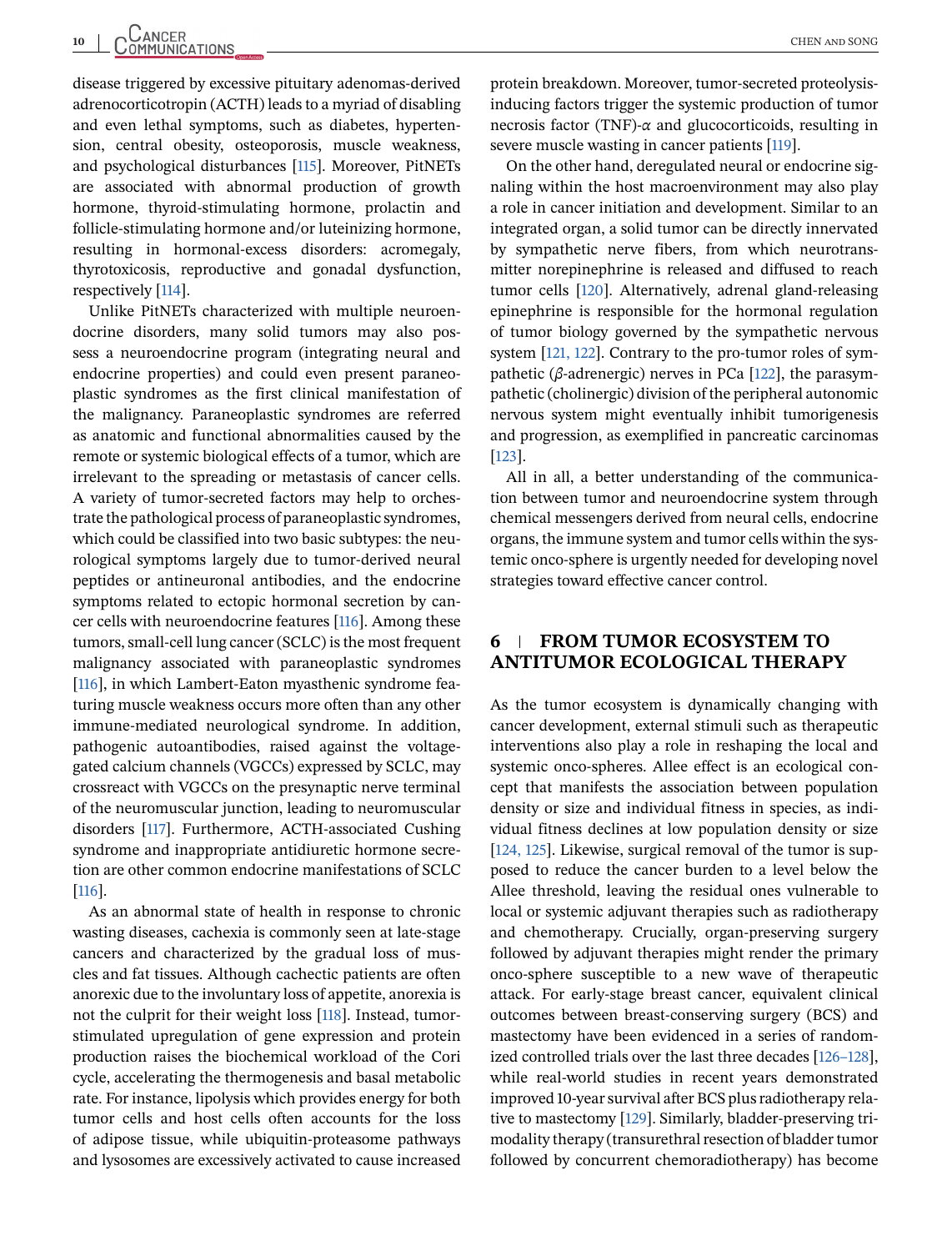disease triggered by excessive pituitary adenomas-derived adrenocorticotropin (ACTH) leads to a myriad of disabling and even lethal symptoms, such as diabetes, hypertension, central obesity, osteoporosis, muscle weakness, and psychological disturbances [115]. Moreover, PitNETs are associated with abnormal production of growth hormone, thyroid-stimulating hormone, prolactin and follicle-stimulating hormone and/or luteinizing hormone, resulting in hormonal-excess disorders: acromegaly, thyrotoxicosis, reproductive and gonadal dysfunction, respectively [114].

Unlike PitNETs characterized with multiple neuroendocrine disorders, many solid tumors may also possess a neuroendocrine program (integrating neural and endocrine properties) and could even present paraneoplastic syndromes as the first clinical manifestation of the malignancy. Paraneoplastic syndromes are referred as anatomic and functional abnormalities caused by the remote or systemic biological effects of a tumor, which are irrelevant to the spreading or metastasis of cancer cells. A variety of tumor-secreted factors may help to orchestrate the pathological process of paraneoplastic syndromes, which could be classified into two basic subtypes: the neurological symptoms largely due to tumor-derived neural peptides or antineuronal antibodies, and the endocrine symptoms related to ectopic hormonal secretion by cancer cells with neuroendocrine features [116]. Among these tumors, small-cell lung cancer (SCLC) is the most frequent malignancy associated with paraneoplastic syndromes [116], in which Lambert-Eaton myasthenic syndrome featuring muscle weakness occurs more often than any other immune-mediated neurological syndrome. In addition, pathogenic autoantibodies, raised against the voltage-gated calcium channels (VGCCs) expressed by SCLC, may crossreact with VGCCs on the presynaptic nerve terminal of the neuromuscular junction, leading to neuromuscular disorders [117]. Furthermore, ACTH-associated Cushing syndrome and inappropriate antidiuretic hormone secretion are other common endocrine manifestations of SCLC [116].

As an abnormal state of health in response to chronic wasting diseases, cachexia is commonly seen at late-stage cancers and characterized by the gradual loss of muscles and fat tissues. Although cachectic patients are often anorexic due to the involuntary loss of appetite, anorexia is not the culprit for their weight loss [118]. Instead, tumor-stimulated upregulation of gene expression and protein production raises the biochemical workload of the Cori cycle, accelerating the thermogenesis and basal metabolic rate. For instance, lipolysis which provides energy for both tumor cells and host cells often accounts for the loss of adipose tissue, while ubiquitin-proteasome pathways and lysosomes are excessively activated to cause increased protein breakdown. Moreover, tumor-secreted proteolysis-inducing factors trigger the systemic production of tumor necrosis factor (TNF)-$\alpha$ and glucocorticoids, resulting in severe muscle wasting in cancer patients [119].

On the other hand, deregulated neural or endocrine signaling within the host macroenvironment may also play a role in cancer initiation and development. Similar to an integrated organ, a solid tumor can be directly innervated by sympathetic nerve fibers, from which neurotransmitter norepinephrine is released and diffused to reach tumor cells [120]. Alternatively, adrenal gland-releasing epinephrine is responsible for the hormonal regulation of tumor biology governed by the sympathetic nervous system [121, 122]. Contrary to the pro-tumor roles of sympathetic ($\beta$-adrenergic) nerves in PCa [122], the parasympathetic (cholinergic) division of the peripheral autonomic nervous system might eventually inhibit tumorigenesis and progression, as exemplified in pancreatic carcinomas [123].

All in all, a better understanding of the communication between tumor and neuroendocrine system through chemical messengers derived from neural cells, endocrine organs, the immune system and tumor cells within the systemic onco-sphere is urgently needed for developing novel strategies toward effective cancer control.

## 6 | FROM TUMOR ECOSYSTEM TO ANTITUMOR ECOLOGICAL THERAPY

As the tumor ecosystem is dynamically changing with cancer development, external stimuli such as therapeutic interventions also play a role in reshaping the local and systemic onco-spheres. Allee effect is an ecological concept that manifests the association between population density or size and individual fitness in species, as individual fitness declines at low population density or size [124, 125]. Likewise, surgical removal of the tumor is supposed to reduce the cancer burden to a level below the Allee threshold, leaving the residual ones vulnerable to local or systemic adjuvant therapies such as radiotherapy and chemotherapy. Crucially, organ-preserving surgery followed by adjuvant therapies might render the primary onco-sphere susceptible to a new wave of therapeutic attack. For early-stage breast cancer, equivalent clinical outcomes between breast-conserving surgery (BCS) and mastectomy have been evidenced in a series of randomized controlled trials over the last three decades [126–128], while real-world studies in recent years demonstrated improved 10-year survival after BCS plus radiotherapy relative to mastectomy [129]. Similarly, bladder-preserving trimodality therapy (transurethral resection of bladder tumor followed by concurrent chemoradiotherapy) has become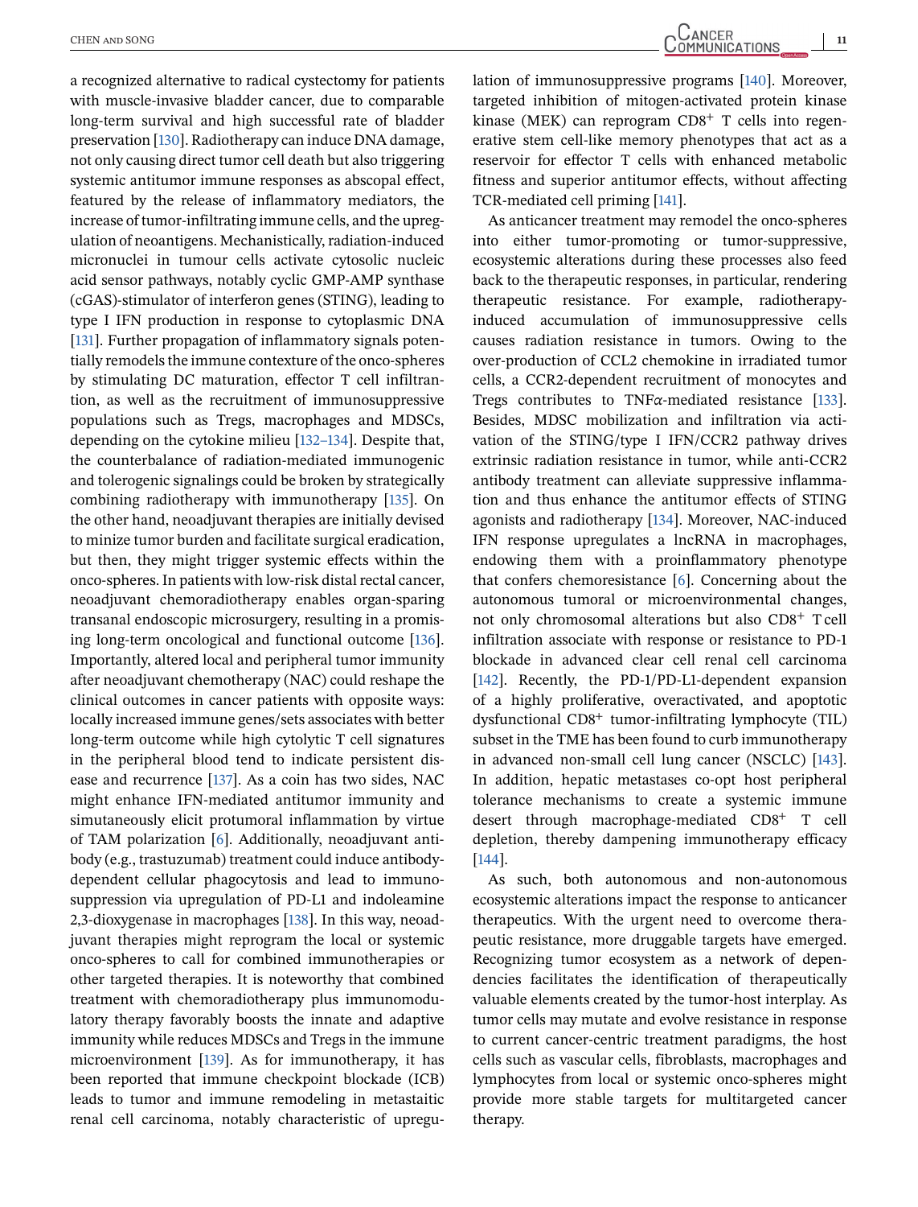a recognized alternative to radical cystectomy for patients with muscle-invasive bladder cancer, due to comparable long-term survival and high successful rate of bladder preservation [130]. Radiotherapy can induce DNA damage, not only causing direct tumor cell death but also triggering systemic antitumor immune responses as abscopal effect, featured by the release of inflammatory mediators, the increase of tumor-infiltrating immune cells, and the upregulation of neoantigens. Mechanistically, radiation-induced micronuclei in tumour cells activate cytosolic nucleic acid sensor pathways, notably cyclic GMP-AMP synthase (cGAS)-stimulator of interferon genes (STING), leading to type I IFN production in response to cytoplasmic DNA [131]. Further propagation of inflammatory signals potentially remodels the immune contexture of the onco-spheres by stimulating DC maturation, effector T cell infiltration, as well as the recruitment of immunosuppressive populations such as Tregs, macrophages and MDSCs, depending on the cytokine milieu [132–134]. Despite that, the counterbalance of radiation-mediated immunogenic and tolerogenic signalings could be broken by strategically combining radiotherapy with immunotherapy [135]. On the other hand, neoadjuvant therapies are initially devised to minize tumor burden and facilitate surgical eradication, but then, they might trigger systemic effects within the onco-spheres. In patients with low-risk distal rectal cancer, neoadjuvant chemoradiotherapy enables organ-sparing transanal endoscopic microsurgery, resulting in a promising long-term oncological and functional outcome [136]. Importantly, altered local and peripheral tumor immunity after neoadjuvant chemotherapy (NAC) could reshape the clinical outcomes in cancer patients with opposite ways: locally increased immune genes/sets associates with better long-term outcome while high cytolytic T cell signatures in the peripheral blood tend to indicate persistent disease and recurrence [137]. As a coin has two sides, NAC might enhance IFN-mediated antitumor immunity and simutaneously elicit protumoral inflammation by virtue of TAM polarization [6]. Additionally, neoadjuvant antibody (e.g., trastuzumab) treatment could induce antibody-dependent cellular phagocytosis and lead to immunosuppression via upregulation of PD-L1 and indoleamine 2,3-dioxygenase in macrophages [138]. In this way, neoadjuvant therapies might reprogram the local or systemic onco-spheres to call for combined immunotherapies or other targeted therapies. It is noteworthy that combined treatment with chemoradiotherapy plus immunomodulatory therapy favorably boosts the innate and adaptive immunity while reduces MDSCs and Tregs in the immune microenvironment [139]. As for immunotherapy, it has been reported that immune checkpoint blockade (ICB) leads to tumor and immune remodeling in metastaitic renal cell carcinoma, notably characteristic of upregulation of immunosuppressive programs [140]. Moreover, targeted inhibition of mitogen-activated protein kinase kinase (MEK) can reprogram CD8$^+$ T cells into regenerative stem cell-like memory phenotypes that act as a reservoir for effector T cells with enhanced metabolic fitness and superior antitumor effects, without affecting TCR-mediated cell priming [141].

As anticancer treatment may remodel the onco-spheres into either tumor-promoting or tumor-suppressive, ecosystemic alterations during these processes also feed back to the therapeutic responses, in particular, rendering therapeutic resistance. For example, radiotherapy-induced accumulation of immunosuppressive cells causes radiation resistance in tumors. Owing to the over-production of CCL2 chemokine in irradiated tumor cells, a CCR2-dependent recruitment of monocytes and Tregs contributes to TNF$\alpha$-mediated resistance [133]. Besides, MDSC mobilization and infiltration via activation of the STING/type I IFN/CCR2 pathway drives extrinsic radiation resistance in tumor, while anti-CCR2 antibody treatment can alleviate suppressive inflammation and thus enhance the antitumor effects of STING agonists and radiotherapy [134]. Moreover, NAC-induced IFN response upregulates a lncRNA in macrophages, endowing them with a proinflammatory phenotype that confers chemoresistance [6]. Concerning about the autonomous tumoral or microenvironmental changes, not only chromosomal alterations but also CD8$^+$ T cell infiltration associate with response or resistance to PD-1 blockade in advanced clear cell renal cell carcinoma [142]. Recently, the PD-1/PD-L1-dependent expansion of a highly proliferative, overactivated, and apoptotic dysfunctional CD8$^+$ tumor-infiltrating lymphocyte (TIL) subset in the TME has been found to curb immunotherapy in advanced non-small cell lung cancer (NSCLC) [143]. In addition, hepatic metastases co-opt host peripheral tolerance mechanisms to create a systemic immune desert through macrophage-mediated CD8$^+$ T cell depletion, thereby dampening immunotherapy efficacy [144].

As such, both autonomous and non-autonomous ecosystemic alterations impact the response to anticancer therapeutics. With the urgent need to overcome therapeutic resistance, more druggable targets have emerged. Recognizing tumor ecosystem as a network of dependencies facilitates the identification of therapeutically valuable elements created by the tumor-host interplay. As tumor cells may mutate and evolve resistance in response to current cancer-centric treatment paradigms, the host cells such as vascular cells, fibroblasts, macrophages and lymphocytes from local or systemic onco-spheres might provide more stable targets for multitargeted cancer therapy.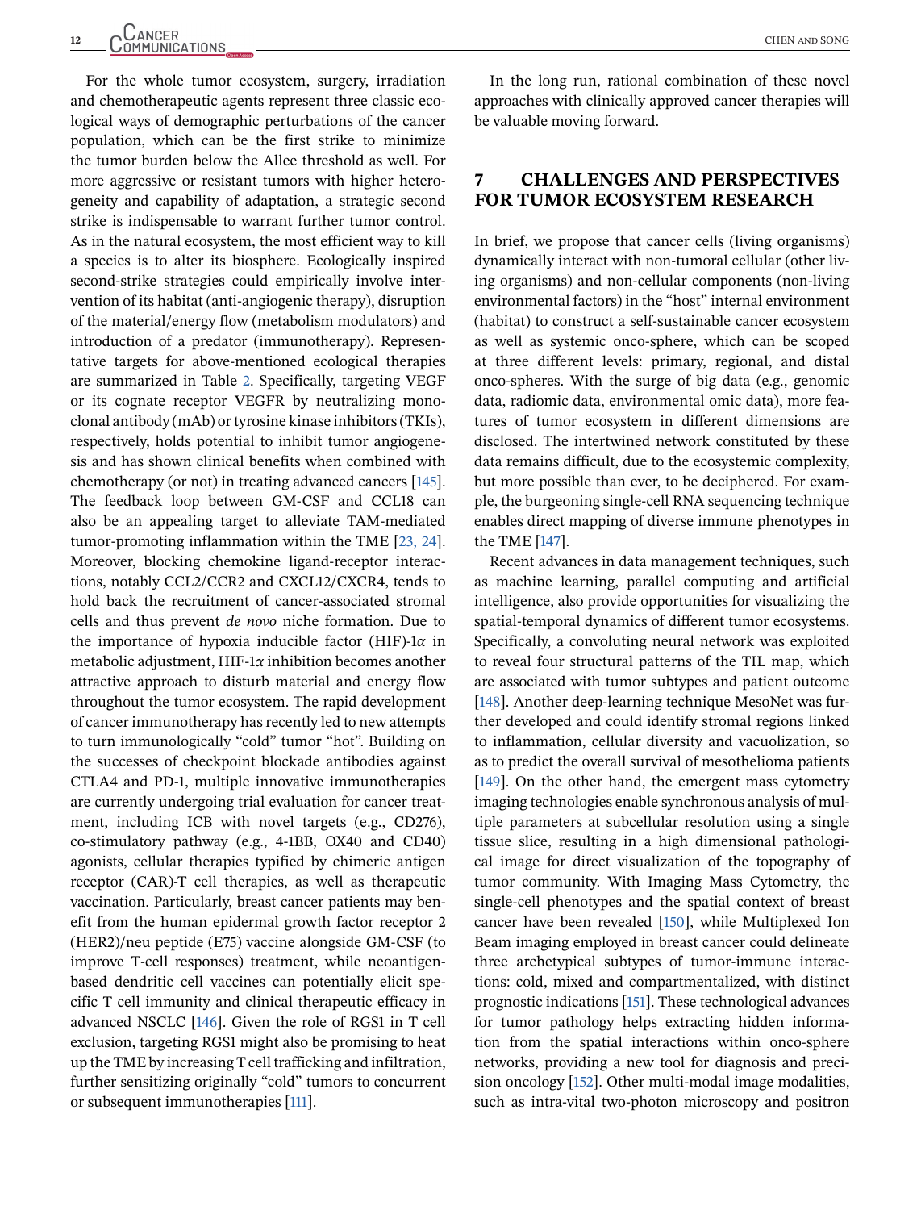For the whole tumor ecosystem, surgery, irradiation and chemotherapeutic agents represent three classic ecological ways of demographic perturbations of the cancer population, which can be the first strike to minimize the tumor burden below the Allee threshold as well. For more aggressive or resistant tumors with higher heterogeneity and capability of adaptation, a strategic second strike is indispensable to warrant further tumor control. As in the natural ecosystem, the most efficient way to kill a species is to alter its biosphere. Ecologically inspired second-strike strategies could empirically involve intervention of its habitat (anti-angiogenic therapy), disruption of the material/energy flow (metabolism modulators) and introduction of a predator (immunotherapy). Representative targets for above-mentioned ecological therapies are summarized in Table 2. Specifically, targeting VEGF or its cognate receptor VEGFR by neutralizing monoclonal antibody (mAb) or tyrosine kinase inhibitors (TKIs), respectively, holds potential to inhibit tumor angiogenesis and has shown clinical benefits when combined with chemotherapy (or not) in treating advanced cancers [145]. The feedback loop between GM-CSF and CCL18 can also be an appealing target to alleviate TAM-mediated tumor-promoting inflammation within the TME [23, 24]. Moreover, blocking chemokine ligand-receptor interactions, notably CCL2/CCR2 and CXCL12/CXCR4, tends to hold back the recruitment of cancer-associated stromal cells and thus prevent *de novo* niche formation. Due to the importance of hypoxia inducible factor (HIF)-1$\alpha$ in metabolic adjustment, HIF-1$\alpha$ inhibition becomes another attractive approach to disturb material and energy flow throughout the tumor ecosystem. The rapid development of cancer immunotherapy has recently led to new attempts to turn immunologically "cold" tumor "hot". Building on the successes of checkpoint blockade antibodies against CTLA4 and PD-1, multiple innovative immunotherapies are currently undergoing trial evaluation for cancer treatment, including ICB with novel targets (e.g., CD276), co-stimulatory pathway (e.g., 4-1BB, OX40 and CD40) agonists, cellular therapies typified by chimeric antigen receptor (CAR)-T cell therapies, as well as therapeutic vaccination. Particularly, breast cancer patients may benefit from the human epidermal growth factor receptor 2 (HER2)/neu peptide (E75) vaccine alongside GM-CSF (to improve T-cell responses) treatment, while neoantigen-based dendritic cell vaccines can potentially elicit specific T cell immunity and clinical therapeutic efficacy in advanced NSCLC [146]. Given the role of RGS1 in T cell exclusion, targeting RGS1 might also be promising to heat up the TME by increasing T cell trafficking and infiltration, further sensitizing originally "cold" tumors to concurrent or subsequent immunotherapies [111].

In the long run, rational combination of these novel approaches with clinically approved cancer therapies will be valuable moving forward.

## 7 | CHALLENGES AND PERSPECTIVES FOR TUMOR ECOSYSTEM RESEARCH

In brief, we propose that cancer cells (living organisms) dynamically interact with non-tumoral cellular (other living organisms) and non-cellular components (non-living environmental factors) in the "host" internal environment (habitat) to construct a self-sustainable cancer ecosystem as well as systemic onco-sphere, which can be scoped at three different levels: primary, regional, and distal onco-spheres. With the surge of big data (e.g., genomic data, radiomic data, environmental omic data), more features of tumor ecosystem in different dimensions are disclosed. The intertwined network constituted by these data remains difficult, due to the ecosystemic complexity, but more possible than ever, to be deciphered. For example, the burgeoning single-cell RNA sequencing technique enables direct mapping of diverse immune phenotypes in the TME [147].

Recent advances in data management techniques, such as machine learning, parallel computing and artificial intelligence, also provide opportunities for visualizing the spatial-temporal dynamics of different tumor ecosystems. Specifically, a convoluting neural network was exploited to reveal four structural patterns of the TIL map, which are associated with tumor subtypes and patient outcome [148]. Another deep-learning technique MesoNet was further developed and could identify stromal regions linked to inflammation, cellular diversity and vacuolization, so as to predict the overall survival of mesothelioma patients [149]. On the other hand, the emergent mass cytometry imaging technologies enable synchronous analysis of multiple parameters at subcellular resolution using a single tissue slice, resulting in a high dimensional pathological image for direct visualization of the topography of tumor community. With Imaging Mass Cytometry, the single-cell phenotypes and the spatial context of breast cancer have been revealed [150], while Multiplexed Ion Beam imaging employed in breast cancer could delineate three archetypical subtypes of tumor-immune interactions: cold, mixed and compartmentalized, with distinct prognostic indications [151]. These technological advances for tumor pathology helps extracting hidden information from the spatial interactions within onco-sphere networks, providing a new tool for diagnosis and precision oncology [152]. Other multi-modal image modalities, such as intra-vital two-photon microscopy and positron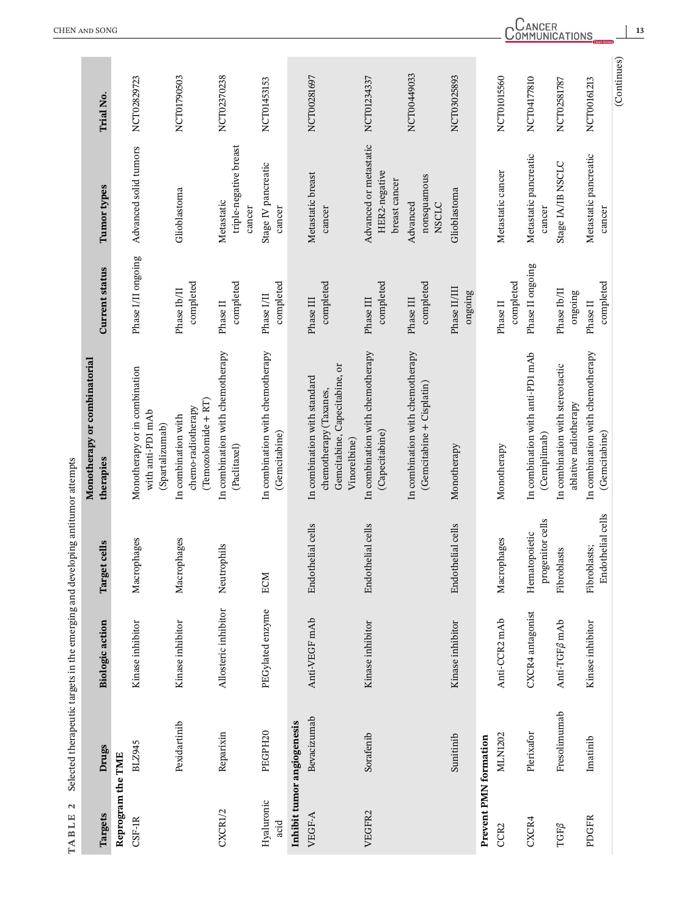**TABLE 2** Selected therapeutic targets in the emerging and developing antitumor attempts

| Targets | Drugs | Biologic action | Target cells | Monotherapy or combinatorial therapies | Current status | Tumor types | Trial No. |
|---|---|---|---|---|---|---|---|
| **Reprogram the TME** | | | | | | | |
| CSF-1R | BLZ945 | Kinase inhibitor | Macrophages | Monotherapy or in combination with anti-PD1 mAb (Spartalizumab) | Phase I/II ongoing | Advanced solid tumors | NCT02829723 |
| | Pexidartinib | Kinase inhibitor | Macrophages | In combination with chemo-radiotherapy (Temozolomide + RT) | Phase Ib/II completed | Glioblastoma | NCT01790503 |
| CXCR1/2 | Reparixin | Allosteric inhibitor | Neutrophils | In combination with chemotherapy (Paclitaxel) | Phase II completed | Metastatic triple-negative breast cancer | NCT02370238 |
| Hyaluronic acid | PEGPH20 | PEGylated enzyme | ECM | In combination with chemotherapy (Gemcitabine) | Phase I/II completed | Stage IV pancreatic cancer | NCT01453153 |
| **Inhibit tumor angiogenesis** | | | | | | | |
| VEGF-A | Bevacizumab | Anti-VEGF mAb | Endothelial cells | In combination with standard chemotherapy (Taxanes, Gemcitabine, Capecitabine, or Vinorelbine) | Phase III completed | Metastatic breast cancer | NCT00281697 |
| VEGFR2 | Sorafenib | Kinase inhibitor | Endothelial cells | In combination with chemotherapy (Capecitabine) | Phase III completed | Advanced or metastatic HER2-negative breast cancer | NCT01234337 |
| | | | | In combination with chemotherapy (Gemcitabine + Cisplatin) | Phase III completed | Advanced nonsquamous NSCLC | NCT00449033 |
| | Sunitinib | Kinase inhibitor | Endothelial cells | Monotherapy | Phase II/III ongoing | Glioblastoma | NCT03025893 |
| **Prevent PMN formation** | | | | | | | |
| CCR2 | MLN1202 | Anti-CCR2 mAb | Macrophages | Monotherapy | Phase II completed | Metastatic cancer | NCT01015560 |
| CXCR4 | Plerixafor | CXCR4 antagonist | Hematopoietic progenitor cells | In combination with anti-PD1 mAb (Cemiplimab) | Phase II ongoing | Metastatic pancreatic cancer | NCT04177810 |
| TGF$\beta$ | Fresolimumab | Anti-TGF$\beta$ mAb | Fibroblasts | In combination with stereotactic ablative radiotherapy | Phase Ib/II ongoing | Stage IA/IB NSCLC | NCT02581787 |
| PDGFR | Imatinib | Kinase inhibitor | Fibroblasts; Endothelial cells | In combination with chemotherapy (Gemcitabine) | Phase II completed | Metastatic pancreatic cancer | NCT00161213 |

(Continues)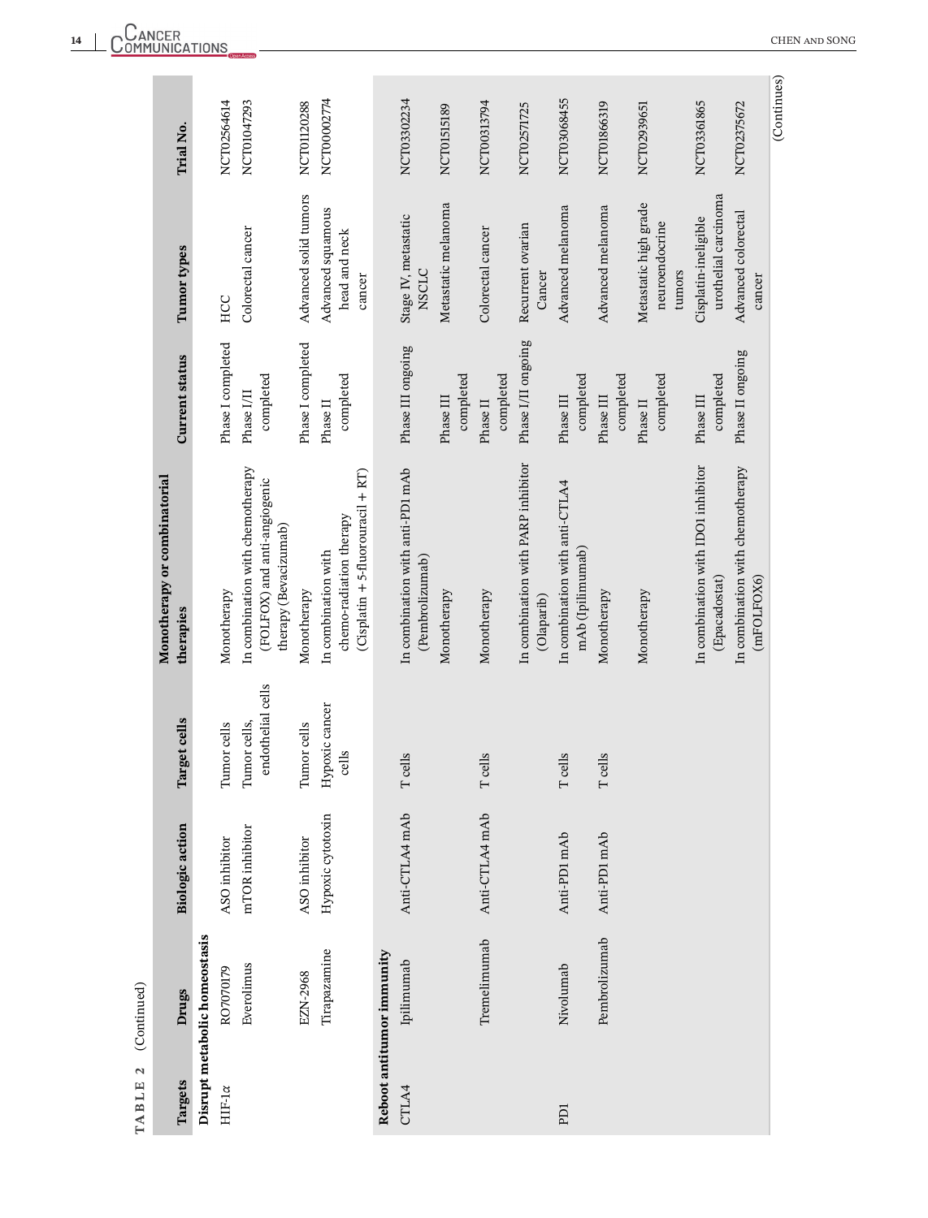**TABLE 2** (Continued)

| Targets | Drugs | Biologic action | Target cells | Monotherapy or combinatorial therapies | Current status | Tumor types | Trial No. |
|---|---|---|---|---|---|---|---|
| **Disrupt metabolic homeostasis** | | | | | | | |
| HIF-1α | RO7070179 | ASO inhibitor | Tumor cells | Monotherapy | Phase I completed | HCC | NCT02564614 |
| | Everolimus | mTOR inhibitor | Tumor cells, endothelial cells | In combination with chemotherapy (FOLFOX) and anti-angiogenic therapy (Bevacizumab) | Phase I/II completed | Colorectal cancer | NCT01047293 |
| | EZN-2968 | ASO inhibitor | Tumor cells | Monotherapy | Phase I completed | Advanced solid tumors | NCT01120288 |
| | Tirapazamine | Hypoxic cytotoxin | Hypoxic cancer cells | In combination with chemo-radiation therapy (Cisplatin + 5-fluorouracil + RT) | Phase II completed | Advanced squamous head and neck cancer | NCT00002774 |
| **Reboot antitumor immunity** | | | | | | | |
| CTLA4 | Ipilimumab | Anti-CTLA4 mAb | T cells | In combination with anti-PD1 mAb (Pembrolizumab) | Phase III ongoing | Stage IV, metastatic NSCLC | NCT03302234 |
| | | | | Monotherapy | Phase III completed | Metastatic melanoma | NCT01515189 |
| | Tremelimumab | Anti-CTLA4 mAb | T cells | Monotherapy | Phase II completed | Colorectal cancer | NCT00313794 |
| | | | | In combination with PARP inhibitor (Olaparib) | Phase I/II ongoing | Recurrent ovarian Cancer | NCT02571725 |
| PD1 | Nivolumab | Anti-PD1 mAb | T cells | In combination with anti-CTLA4 mAb (Ipilimumab) | Phase III completed | Advanced melanoma | NCT03068455 |
| | Pembrolizumab | Anti-PD1 mAb | T cells | Monotherapy | Phase III completed | Advanced melanoma | NCT01866319 |
| | | | | Monotherapy | Phase II completed | Metastatic high grade neuroendocrine tumors | NCT02939651 |
| | | | | In combination with IDO1 inhibitor (Epacadostat) | Phase III completed | Cisplatin-ineligible urothelial carcinoma | NCT03361865 |
| | | | | In combination with chemotherapy (mFOLFOX6) | Phase II ongoing | Advanced colorectal cancer | NCT02375672 |

(Continues)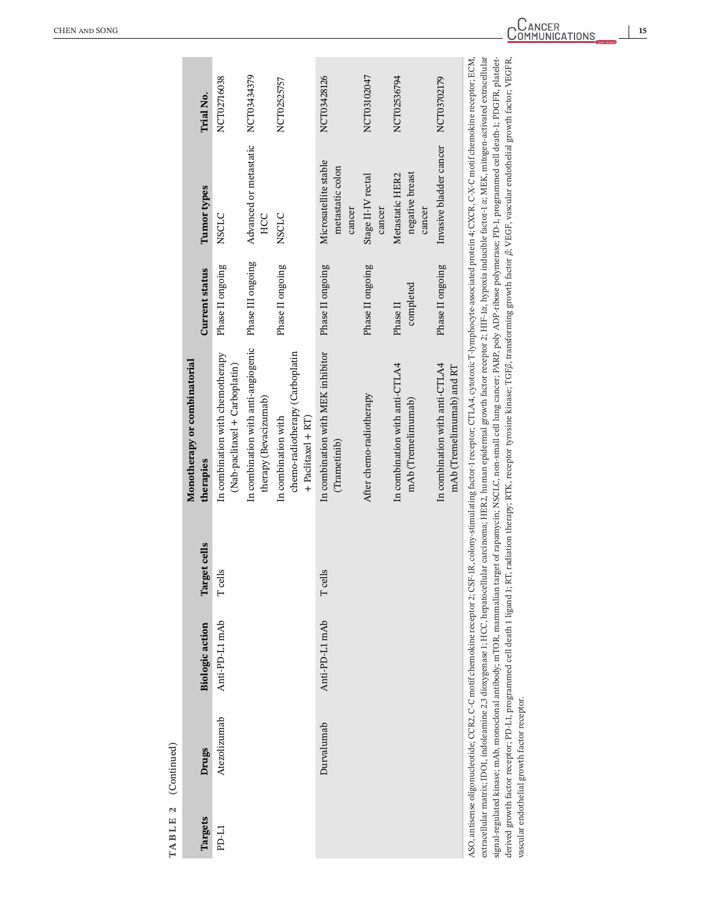**TABLE 2** (Continued)

| Targets | Drugs | Biologic action | Target cells | Monotherapy or combinatorial therapies | Current status | Tumor types | Trial No. |
|---|---|---|---|---|---|---|---|
| PD-L1 | Atezolizumab | Anti-PD-L1 mAb | T cells | In combination with chemotherapy (Nab-paclitaxel + Carboplatin) | Phase II ongoing | NSCLC | NCT02716038 |
| | | | | In combination with anti-angiogenic therapy (Bevacizumab) | Phase III ongoing | Advanced or metastatic HCC | NCT03434379 |
| | | | | In combination with chemo-radiotherapy (Carboplatin + Paclitaxel + RT) | Phase II ongoing | NSCLC | NCT02525757 |
| | Durvalumab | Anti-PD-L1 mAb | T cells | In combination with MEK inhibitor (Trametinib) | Phase II ongoing | Microsatellite stable metastatic colon cancer | NCT03428126 |
| | | | | After chemo-radiotherapy | Phase II ongoing | Stage II-IV rectal cancer | NCT03102047 |
| | | | | In combination with anti-CTLA4 mAb (Tremelimumab) | Phase II completed | Metastatic HER2 negative breast cancer | NCT02536794 |
| | | | | In combination with anti-CTLA4 mAb (Tremelimumab) and RT | Phase II ongoing | Invasive bladder cancer | NCT03702179 |

ASO, antisense oligonucleotide; CCR2, C-C motif chemokine receptor 2; CSF-1R, colony-stimulating factor-1 receptor; CTLA4, cytotoxic T-lymphocyte-associated protein 4; CXCR, C-X-C motif chemokine receptor; ECM, extracellular matrix; IDO1, indoleamine 2,3 dioxygenase 1; HCC, hepatocellular carcinoma; HER2, human epidermal growth factor receptor 2; HIF-1α, hypoxia inducible factor-1 α; MEK, mitogen-activated extracellular signal-regulated kinase; mAb, monoclonal antibody; mTOR, mammalian target of rapamycin; NSCLC, non-small cell lung cancer; PARP, poly ADP-ribose polymerase; PD-1, programmed cell death-1; PDGFR, platelet-derived growth factor receptor; PD-L1, programmed cell death 1 ligand 1; RT, radiation therapy; RTK, receptor tyrosine kinase; TGFβ, transforming growth factor β; VEGF, vascular endothelial growth factor; VEGFR, vascular endothelial growth factor receptor.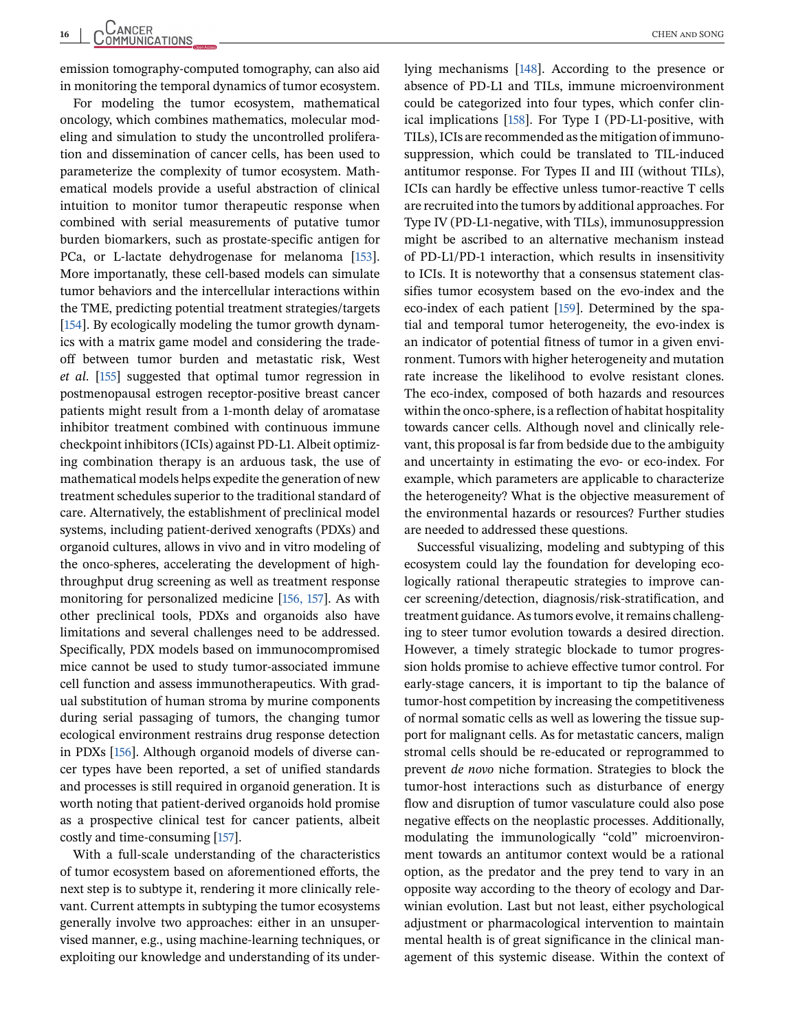emission tomography-computed tomography, can also aid in monitoring the temporal dynamics of tumor ecosystem.

For modeling the tumor ecosystem, mathematical oncology, which combines mathematics, molecular modeling and simulation to study the uncontrolled proliferation and dissemination of cancer cells, has been used to parameterize the complexity of tumor ecosystem. Mathematical models provide a useful abstraction of clinical intuition to monitor tumor therapeutic response when combined with serial measurements of putative tumor burden biomarkers, such as prostate-specific antigen for PCa, or L-lactate dehydrogenase for melanoma [153]. More importanatly, these cell-based models can simulate tumor behaviors and the intercellular interactions within the TME, predicting potential treatment strategies/targets [154]. By ecologically modeling the tumor growth dynamics with a matrix game model and considering the tradeoff between tumor burden and metastatic risk, West *et al.* [155] suggested that optimal tumor regression in postmenopausal estrogen receptor-positive breast cancer patients might result from a 1-month delay of aromatase inhibitor treatment combined with continuous immune checkpoint inhibitors (ICIs) against PD-L1. Albeit optimizing combination therapy is an arduous task, the use of mathematical models helps expedite the generation of new treatment schedules superior to the traditional standard of care. Alternatively, the establishment of preclinical model systems, including patient-derived xenografts (PDXs) and organoid cultures, allows in vivo and in vitro modeling of the onco-spheres, accelerating the development of high-throughput drug screening as well as treatment response monitoring for personalized medicine [156, 157]. As with other preclinical tools, PDXs and organoids also have limitations and several challenges need to be addressed. Specifically, PDX models based on immunocompromised mice cannot be used to study tumor-associated immune cell function and assess immunotherapeutics. With gradual substitution of human stroma by murine components during serial passaging of tumors, the changing tumor ecological environment restrains drug response detection in PDXs [156]. Although organoid models of diverse cancer types have been reported, a set of unified standards and processes is still required in organoid generation. It is worth noting that patient-derived organoids hold promise as a prospective clinical test for cancer patients, albeit costly and time-consuming [157].

With a full-scale understanding of the characteristics of tumor ecosystem based on aforementioned efforts, the next step is to subtype it, rendering it more clinically relevant. Current attempts in subtyping the tumor ecosystems generally involve two approaches: either in an unsupervised manner, e.g., using machine-learning techniques, or exploiting our knowledge and understanding of its underlying mechanisms [148]. According to the presence or absence of PD-L1 and TILs, immune microenvironment could be categorized into four types, which confer clinical implications [158]. For Type I (PD-L1-positive, with TILs), ICIs are recommended as the mitigation of immunosuppression, which could be translated to TIL-induced antitumor response. For Types II and III (without TILs), ICIs can hardly be effective unless tumor-reactive T cells are recruited into the tumors by additional approaches. For Type IV (PD-L1-negative, with TILs), immunosuppression might be ascribed to an alternative mechanism instead of PD-L1/PD-1 interaction, which results in insensitivity to ICIs. It is noteworthy that a consensus statement classifies tumor ecosystem based on the evo-index and the eco-index of each patient [159]. Determined by the spatial and temporal tumor heterogeneity, the evo-index is an indicator of potential fitness of tumor in a given environment. Tumors with higher heterogeneity and mutation rate increase the likelihood to evolve resistant clones. The eco-index, composed of both hazards and resources within the onco-sphere, is a reflection of habitat hospitality towards cancer cells. Although novel and clinically relevant, this proposal is far from bedside due to the ambiguity and uncertainty in estimating the evo- or eco-index. For example, which parameters are applicable to characterize the heterogeneity? What is the objective measurement of the environmental hazards or resources? Further studies are needed to addressed these questions.

Successful visualizing, modeling and subtyping of this ecosystem could lay the foundation for developing ecologically rational therapeutic strategies to improve cancer screening/detection, diagnosis/risk-stratification, and treatment guidance. As tumors evolve, it remains challenging to steer tumor evolution towards a desired direction. However, a timely strategic blockade to tumor progression holds promise to achieve effective tumor control. For early-stage cancers, it is important to tip the balance of tumor-host competition by increasing the competitiveness of normal somatic cells as well as lowering the tissue support for malignant cells. As for metastatic cancers, malign stromal cells should be re-educated or reprogrammed to prevent *de novo* niche formation. Strategies to block the tumor-host interactions such as disturbance of energy flow and disruption of tumor vasculature could also pose negative effects on the neoplastic processes. Additionally, modulating the immunologically "cold" microenvironment towards an antitumor context would be a rational option, as the predator and the prey tend to vary in an opposite way according to the theory of ecology and Darwinian evolution. Last but not least, either psychological adjustment or pharmacological intervention to maintain mental health is of great significance in the clinical management of this systemic disease. Within the context of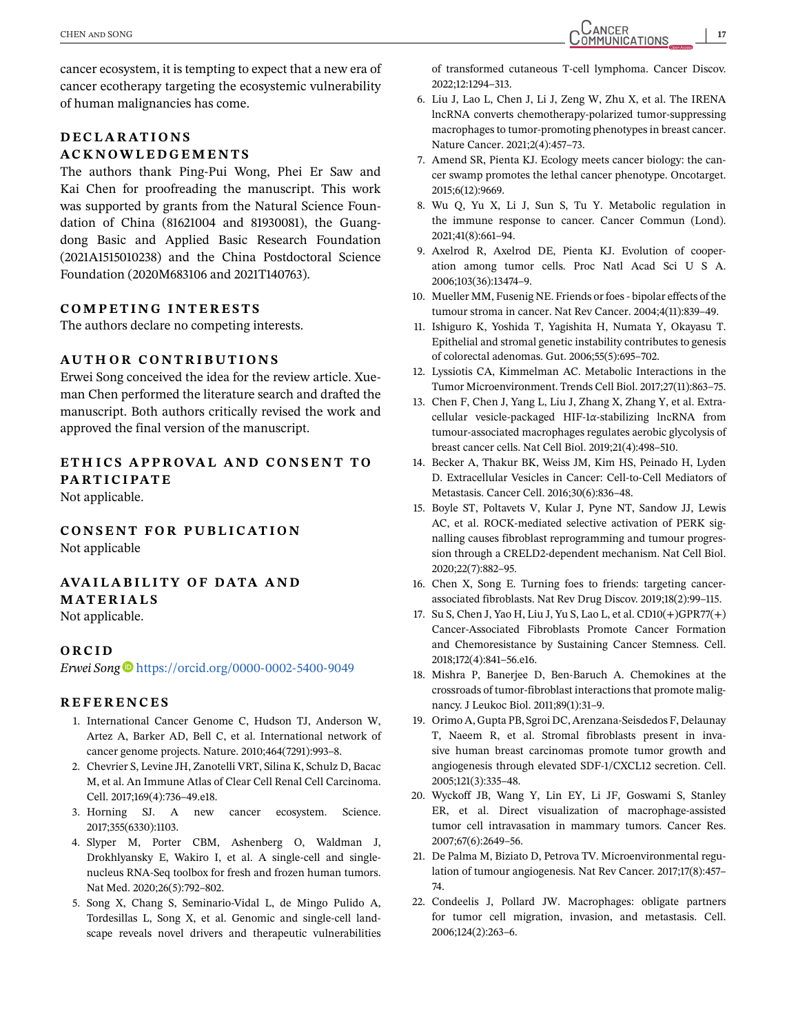cancer ecosystem, it is tempting to expect that a new era of cancer ecotherapy targeting the ecosystemic vulnerability of human malignancies has come.

## DECLARATIONS

### ACKNOWLEDGEMENTS

The authors thank Ping-Pui Wong, Phei Er Saw and Kai Chen for proofreading the manuscript. This work was supported by grants from the Natural Science Foundation of China (81621004 and 81930081), the Guangdong Basic and Applied Basic Research Foundation (2021A1515010238) and the China Postdoctoral Science Foundation (2020M683106 and 2021T140763).

### COMPETING INTERESTS

The authors declare no competing interests.

### AUTHOR CONTRIBUTIONS

Erwei Song conceived the idea for the review article. Xueman Chen performed the literature search and drafted the manuscript. Both authors critically revised the work and approved the final version of the manuscript.

### ETHICS APPROVAL AND CONSENT TO PARTICIPATE

Not applicable.

### CONSENT FOR PUBLICATION

Not applicable

### AVAILABILITY OF DATA AND MATERIALS

Not applicable.

## ORCID

*Erwei Song* https://orcid.org/0000-0002-5400-9049

## REFERENCES

1. International Cancer Genome C, Hudson TJ, Anderson W, Artez A, Barker AD, Bell C, et al. International network of cancer genome projects. Nature. 2010;464(7291):993–8.
2. Chevrier S, Levine JH, Zanotelli VRT, Silina K, Schulz D, Bacac M, et al. An Immune Atlas of Clear Cell Renal Cell Carcinoma. Cell. 2017;169(4):736–49.e18.
3. Horning SJ. A new cancer ecosystem. Science. 2017;355(6330):1103.
4. Slyper M, Porter CBM, Ashenberg O, Waldman J, Drokhlyansky E, Wakiro I, et al. A single-cell and single-nucleus RNA-Seq toolbox for fresh and frozen human tumors. Nat Med. 2020;26(5):792–802.
5. Song X, Chang S, Seminario-Vidal L, de Mingo Pulido A, Tordesillas L, Song X, et al. Genomic and single-cell landscape reveals novel drivers and therapeutic vulnerabilities of transformed cutaneous T-cell lymphoma. Cancer Discov. 2022;12:1294–313.
6. Liu J, Lao L, Chen J, Li J, Zeng W, Zhu X, et al. The IRENA lncRNA converts chemotherapy-polarized tumor-suppressing macrophages to tumor-promoting phenotypes in breast cancer. Nature Cancer. 2021;2(4):457–73.
7. Amend SR, Pienta KJ. Ecology meets cancer biology: the cancer swamp promotes the lethal cancer phenotype. Oncotarget. 2015;6(12):9669.
8. Wu Q, Yu X, Li J, Sun S, Tu Y. Metabolic regulation in the immune response to cancer. Cancer Commun (Lond). 2021;41(8):661–94.
9. Axelrod R, Axelrod DE, Pienta KJ. Evolution of cooperation among tumor cells. Proc Natl Acad Sci U S A. 2006;103(36):13474–9.
10. Mueller MM, Fusenig NE. Friends or foes - bipolar effects of the tumour stroma in cancer. Nat Rev Cancer. 2004;4(11):839–49.
11. Ishiguro K, Yoshida T, Yagishita H, Numata Y, Okayasu T. Epithelial and stromal genetic instability contributes to genesis of colorectal adenomas. Gut. 2006;55(5):695–702.
12. Lyssiotis CA, Kimmelman AC. Metabolic Interactions in the Tumor Microenvironment. Trends Cell Biol. 2017;27(11):863–75.
13. Chen F, Chen J, Yang L, Liu J, Zhang X, Zhang Y, et al. Extracellular vesicle-packaged HIF-1α-stabilizing lncRNA from tumour-associated macrophages regulates aerobic glycolysis of breast cancer cells. Nat Cell Biol. 2019;21(4):498–510.
14. Becker A, Thakur BK, Weiss JM, Kim HS, Peinado H, Lyden D. Extracellular Vesicles in Cancer: Cell-to-Cell Mediators of Metastasis. Cancer Cell. 2016;30(6):836–48.
15. Boyle ST, Poltavets V, Kular J, Pyne NT, Sandow JJ, Lewis AC, et al. ROCK-mediated selective activation of PERK signalling causes fibroblast reprogramming and tumour progression through a CRELD2-dependent mechanism. Nat Cell Biol. 2020;22(7):882–95.
16. Chen X, Song E. Turning foes to friends: targeting cancer-associated fibroblasts. Nat Rev Drug Discov. 2019;18(2):99–115.
17. Su S, Chen J, Yao H, Liu J, Yu S, Lao L, et al. CD10(+)GPR77(+) Cancer-Associated Fibroblasts Promote Cancer Formation and Chemoresistance by Sustaining Cancer Stemness. Cell. 2018;172(4):841–56.e16.
18. Mishra P, Banerjee D, Ben-Baruch A. Chemokines at the crossroads of tumor-fibroblast interactions that promote malignancy. J Leukoc Biol. 2011;89(1):31–9.
19. Orimo A, Gupta PB, Sgroi DC, Arenzana-Seisdedos F, Delaunay T, Naeem R, et al. Stromal fibroblasts present in invasive human breast carcinomas promote tumor growth and angiogenesis through elevated SDF-1/CXCL12 secretion. Cell. 2005;121(3):335–48.
20. Wyckoff JB, Wang Y, Lin EY, Li JF, Goswami S, Stanley ER, et al. Direct visualization of macrophage-assisted tumor cell intravasation in mammary tumors. Cancer Res. 2007;67(6):2649–56.
21. De Palma M, Biziato D, Petrova TV. Microenvironmental regulation of tumour angiogenesis. Nat Rev Cancer. 2017;17(8):457–74.
22. Condeelis J, Pollard JW. Macrophages: obligate partners for tumor cell migration, invasion, and metastasis. Cell. 2006;124(2):263–6.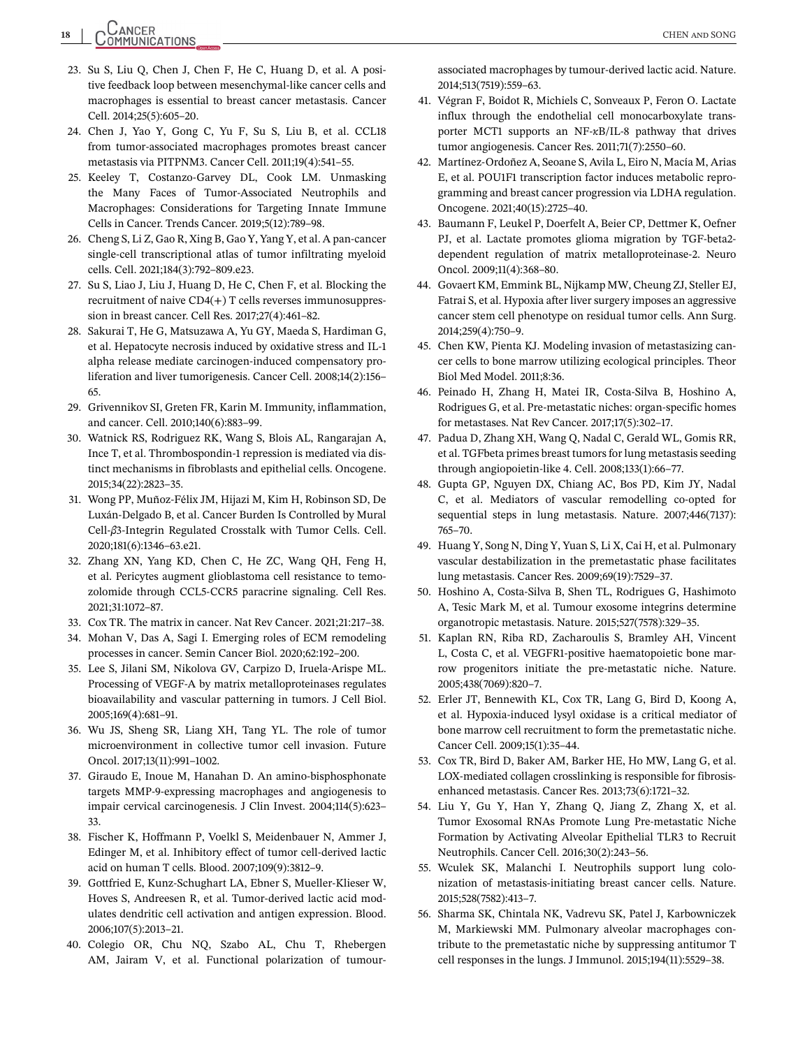23. Su S, Liu Q, Chen J, Chen F, He C, Huang D, et al. A positive feedback loop between mesenchymal-like cancer cells and macrophages is essential to breast cancer metastasis. Cancer Cell. 2014;25(5):605–20.
24. Chen J, Yao Y, Gong C, Yu F, Su S, Liu B, et al. CCL18 from tumor-associated macrophages promotes breast cancer metastasis via PITPNM3. Cancer Cell. 2011;19(4):541–55.
25. Keeley T, Costanzo-Garvey DL, Cook LM. Unmasking the Many Faces of Tumor-Associated Neutrophils and Macrophages: Considerations for Targeting Innate Immune Cells in Cancer. Trends Cancer. 2019;5(12):789–98.
26. Cheng S, Li Z, Gao R, Xing B, Gao Y, Yang Y, et al. A pan-cancer single-cell transcriptional atlas of tumor infiltrating myeloid cells. Cell. 2021;184(3):792–809.e23.
27. Su S, Liao J, Liu J, Huang D, He C, Chen F, et al. Blocking the recruitment of naive CD4(+) T cells reverses immunosuppression in breast cancer. Cell Res. 2017;27(4):461–82.
28. Sakurai T, He G, Matsuzawa A, Yu GY, Maeda S, Hardiman G, et al. Hepatocyte necrosis induced by oxidative stress and IL-1 alpha release mediate carcinogen-induced compensatory proliferation and liver tumorigenesis. Cancer Cell. 2008;14(2):156–65.
29. Grivennikov SI, Greten FR, Karin M. Immunity, inflammation, and cancer. Cell. 2010;140(6):883–99.
30. Watnick RS, Rodriguez RK, Wang S, Blois AL, Rangarajan A, Ince T, et al. Thrombospondin-1 repression is mediated via distinct mechanisms in fibroblasts and epithelial cells. Oncogene. 2015;34(22):2823–35.
31. Wong PP, Muñoz-Félix JM, Hijazi M, Kim H, Robinson SD, De Luxán-Delgado B, et al. Cancer Burden Is Controlled by Mural Cell-$\beta$3-Integrin Regulated Crosstalk with Tumor Cells. Cell. 2020;181(6):1346–63.e21.
32. Zhang XN, Yang KD, Chen C, He ZC, Wang QH, Feng H, et al. Pericytes augment glioblastoma cell resistance to temozolomide through CCL5-CCR5 paracrine signaling. Cell Res. 2021;31:1072–87.
33. Cox TR. The matrix in cancer. Nat Rev Cancer. 2021;21:217–38.
34. Mohan V, Das A, Sagi I. Emerging roles of ECM remodeling processes in cancer. Semin Cancer Biol. 2020;62:192–200.
35. Lee S, Jilani SM, Nikolova GV, Carpizo D, Iruela-Arispe ML. Processing of VEGF-A by matrix metalloproteinases regulates bioavailability and vascular patterning in tumors. J Cell Biol. 2005;169(4):681–91.
36. Wu JS, Sheng SR, Liang XH, Tang YL. The role of tumor microenvironment in collective tumor cell invasion. Future Oncol. 2017;13(11):991–1002.
37. Giraudo E, Inoue M, Hanahan D. An amino-bisphosphonate targets MMP-9-expressing macrophages and angiogenesis to impair cervical carcinogenesis. J Clin Invest. 2004;114(5):623–33.
38. Fischer K, Hoffmann P, Voelkl S, Meidenbauer N, Ammer J, Edinger M, et al. Inhibitory effect of tumor cell-derived lactic acid on human T cells. Blood. 2007;109(9):3812–9.
39. Gottfried E, Kunz-Schughart LA, Ebner S, Mueller-Klieser W, Hoves S, Andreesen R, et al. Tumor-derived lactic acid modulates dendritic cell activation and antigen expression. Blood. 2006;107(5):2013–21.
40. Colegio OR, Chu NQ, Szabo AL, Chu T, Rhebergen AM, Jairam V, et al. Functional polarization of tumour-associated macrophages by tumour-derived lactic acid. Nature. 2014;513(7519):559–63.
41. Végran F, Boidot R, Michiels C, Sonveaux P, Feron O. Lactate influx through the endothelial cell monocarboxylate transporter MCT1 supports an NF-κB/IL-8 pathway that drives tumor angiogenesis. Cancer Res. 2011;71(7):2550–60.
42. Martínez-Ordoñez A, Seoane S, Avila L, Eiro N, Macía M, Arias E, et al. POU1F1 transcription factor induces metabolic reprogramming and breast cancer progression via LDHA regulation. Oncogene. 2021;40(15):2725–40.
43. Baumann F, Leukel P, Doerfelt A, Beier CP, Dettmer K, Oefner PJ, et al. Lactate promotes glioma migration by TGF-beta2-dependent regulation of matrix metalloproteinase-2. Neuro Oncol. 2009;11(4):368–80.
44. Govaert KM, Emmink BL, Nijkamp MW, Cheung ZJ, Steller EJ, Fatrai S, et al. Hypoxia after liver surgery imposes an aggressive cancer stem cell phenotype on residual tumor cells. Ann Surg. 2014;259(4):750–9.
45. Chen KW, Pienta KJ. Modeling invasion of metastasizing cancer cells to bone marrow utilizing ecological principles. Theor Biol Med Model. 2011;8:36.
46. Peinado H, Zhang H, Matei IR, Costa-Silva B, Hoshino A, Rodrigues G, et al. Pre-metastatic niches: organ-specific homes for metastases. Nat Rev Cancer. 2017;17(5):302–17.
47. Padua D, Zhang XH, Wang Q, Nadal C, Gerald WL, Gomis RR, et al. TGFbeta primes breast tumors for lung metastasis seeding through angiopoietin-like 4. Cell. 2008;133(1):66–77.
48. Gupta GP, Nguyen DX, Chiang AC, Bos PD, Kim JY, Nadal C, et al. Mediators of vascular remodelling co-opted for sequential steps in lung metastasis. Nature. 2007;446(7137):765–70.
49. Huang Y, Song N, Ding Y, Yuan S, Li X, Cai H, et al. Pulmonary vascular destabilization in the premetastatic phase facilitates lung metastasis. Cancer Res. 2009;69(19):7529–37.
50. Hoshino A, Costa-Silva B, Shen TL, Rodrigues G, Hashimoto A, Tesic Mark M, et al. Tumour exosome integrins determine organotropic metastasis. Nature. 2015;527(7578):329–35.
51. Kaplan RN, Riba RD, Zacharoulis S, Bramley AH, Vincent L, Costa C, et al. VEGFR1-positive haematopoietic bone marrow progenitors initiate the pre-metastatic niche. Nature. 2005;438(7069):820–7.
52. Erler JT, Bennewith KL, Cox TR, Lang G, Bird D, Koong A, et al. Hypoxia-induced lysyl oxidase is a critical mediator of bone marrow cell recruitment to form the premetastatic niche. Cancer Cell. 2009;15(1):35–44.
53. Cox TR, Bird D, Baker AM, Barker HE, Ho MW, Lang G, et al. LOX-mediated collagen crosslinking is responsible for fibrosis-enhanced metastasis. Cancer Res. 2013;73(6):1721–32.
54. Liu Y, Gu Y, Han Y, Zhang Q, Jiang Z, Zhang X, et al. Tumor Exosomal RNAs Promote Lung Pre-metastatic Niche Formation by Activating Alveolar Epithelial TLR3 to Recruit Neutrophils. Cancer Cell. 2016;30(2):243–56.
55. Wculek SK, Malanchi I. Neutrophils support lung colonization of metastasis-initiating breast cancer cells. Nature. 2015;528(7582):413–7.
56. Sharma SK, Chintala NK, Vadrevu SK, Patel J, Karbowniczek M, Markiewski MM. Pulmonary alveolar macrophages contribute to the premetastatic niche by suppressing antitumor T cell responses in the lungs. J Immunol. 2015;194(11):5529–38.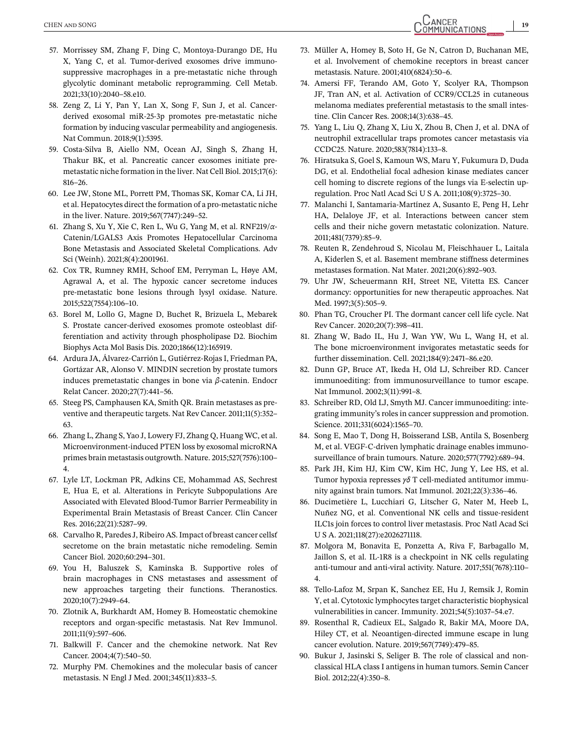57. Morrissey SM, Zhang F, Ding C, Montoya-Durango DE, Hu X, Yang C, et al. Tumor-derived exosomes drive immunosuppressive macrophages in a pre-metastatic niche through glycolytic dominant metabolic reprogramming. Cell Metab. 2021;33(10):2040–58.e10.
58. Zeng Z, Li Y, Pan Y, Lan X, Song F, Sun J, et al. Cancer-derived exosomal miR-25-3p promotes pre-metastatic niche formation by inducing vascular permeability and angiogenesis. Nat Commun. 2018;9(1):5395.
59. Costa-Silva B, Aiello NM, Ocean AJ, Singh S, Zhang H, Thakur BK, et al. Pancreatic cancer exosomes initiate pre-metastatic niche formation in the liver. Nat Cell Biol. 2015;17(6): 816–26.
60. Lee JW, Stone ML, Porrett PM, Thomas SK, Komar CA, Li JH, et al. Hepatocytes direct the formation of a pro-metastatic niche in the liver. Nature. 2019;567(7747):249–52.
61. Zhang S, Xu Y, Xie C, Ren L, Wu G, Yang M, et al. RNF219/α-Catenin/LGALS3 Axis Promotes Hepatocellular Carcinoma Bone Metastasis and Associated Skeletal Complications. Adv Sci (Weinh). 2021;8(4):2001961.
62. Cox TR, Rumney RMH, Schoof EM, Perryman L, Høye AM, Agrawal A, et al. The hypoxic cancer secretome induces pre-metastatic bone lesions through lysyl oxidase. Nature. 2015;522(7554):106–10.
63. Borel M, Lollo G, Magne D, Buchet R, Brizuela L, Mebarek S. Prostate cancer-derived exosomes promote osteoblast differentiation and activity through phospholipase D2. Biochim Biophys Acta Mol Basis Dis. 2020;1866(12):165919.
64. Ardura JA, Álvarez-Carrión L, Gutiérrez-Rojas I, Friedman PA, Gortázar AR, Alonso V. MINDIN secretion by prostate tumors induces premetastatic changes in bone via β-catenin. Endocr Relat Cancer. 2020;27(7):441–56.
65. Steeg PS, Camphausen KA, Smith QR. Brain metastases as preventive and therapeutic targets. Nat Rev Cancer. 2011;11(5):352–63.
66. Zhang L, Zhang S, Yao J, Lowery FJ, Zhang Q, Huang WC, et al. Microenvironment-induced PTEN loss by exosomal microRNA primes brain metastasis outgrowth. Nature. 2015;527(7576):100–4.
67. Lyle LT, Lockman PR, Adkins CE, Mohammad AS, Sechrest E, Hua E, et al. Alterations in Pericyte Subpopulations Are Associated with Elevated Blood-Tumor Barrier Permeability in Experimental Brain Metastasis of Breast Cancer. Clin Cancer Res. 2016;22(21):5287–99.
68. Carvalho R, Paredes J, Ribeiro AS. Impact of breast cancer cellsť secretome on the brain metastatic niche remodeling. Semin Cancer Biol. 2020;60:294–301.
69. You H, Baluszek S, Kaminska B. Supportive roles of brain macrophages in CNS metastases and assessment of new approaches targeting their functions. Theranostics. 2020;10(7):2949–64.
70. Zlotnik A, Burkhardt AM, Homey B. Homeostatic chemokine receptors and organ-specific metastasis. Nat Rev Immunol. 2011;11(9):597–606.
71. Balkwill F. Cancer and the chemokine network. Nat Rev Cancer. 2004;4(7):540–50.
72. Murphy PM. Chemokines and the molecular basis of cancer metastasis. N Engl J Med. 2001;345(11):833–5.
73. Müller A, Homey B, Soto H, Ge N, Catron D, Buchanan ME, et al. Involvement of chemokine receptors in breast cancer metastasis. Nature. 2001;410(6824):50–6.
74. Amersi FF, Terando AM, Goto Y, Scolyer RA, Thompson JF, Tran AN, et al. Activation of CCR9/CCL25 in cutaneous melanoma mediates preferential metastasis to the small intestine. Clin Cancer Res. 2008;14(3):638–45.
75. Yang L, Liu Q, Zhang X, Liu X, Zhou B, Chen J, et al. DNA of neutrophil extracellular traps promotes cancer metastasis via CCDC25. Nature. 2020;583(7814):133–8.
76. Hiratsuka S, Goel S, Kamoun WS, Maru Y, Fukumura D, Duda DG, et al. Endothelial focal adhesion kinase mediates cancer cell homing to discrete regions of the lungs via E-selectin up-regulation. Proc Natl Acad Sci U S A. 2011;108(9):3725–30.
77. Malanchi I, Santamaria-Martínez A, Susanto E, Peng H, Lehr HA, Delaloye JF, et al. Interactions between cancer stem cells and their niche govern metastatic colonization. Nature. 2011;481(7379):85–9.
78. Reuten R, Zendehroud S, Nicolau M, Fleischhauer L, Laitala A, Kiderlen S, et al. Basement membrane stiffness determines metastases formation. Nat Mater. 2021;20(6):892–903.
79. Uhr JW, Scheuermann RH, Street NE, Vitetta ES. Cancer dormancy: opportunities for new therapeutic approaches. Nat Med. 1997;3(5):505–9.
80. Phan TG, Croucher PI. The dormant cancer cell life cycle. Nat Rev Cancer. 2020;20(7):398–411.
81. Zhang W, Bado IL, Hu J, Wan YW, Wu L, Wang H, et al. The bone microenvironment invigorates metastatic seeds for further dissemination. Cell. 2021;184(9):2471–86.e20.
82. Dunn GP, Bruce AT, Ikeda H, Old LJ, Schreiber RD. Cancer immunoediting: from immunosurveillance to tumor escape. Nat Immunol. 2002;3(11):991–8.
83. Schreiber RD, Old LJ, Smyth MJ. Cancer immunoediting: integrating immunity's roles in cancer suppression and promotion. Science. 2011;331(6024):1565–70.
84. Song E, Mao T, Dong H, Boisserand LSB, Antila S, Bosenberg M, et al. VEGF-C-driven lymphatic drainage enables immunosurveillance of brain tumours. Nature. 2020;577(7792):689–94.
85. Park JH, Kim HJ, Kim CW, Kim HC, Jung Y, Lee HS, et al. Tumor hypoxia represses γδ T cell-mediated antitumor immunity against brain tumors. Nat Immunol. 2021;22(3):336–46.
86. Ducimetière L, Lucchiari G, Litscher G, Nater M, Heeb L, Nuñez NG, et al. Conventional NK cells and tissue-resident ILC1s join forces to control liver metastasis. Proc Natl Acad Sci U S A. 2021;118(27):e2026271118.
87. Molgora M, Bonavita E, Ponzetta A, Riva F, Barbagallo M, Jaillon S, et al. IL-1R8 is a checkpoint in NK cells regulating anti-tumour and anti-viral activity. Nature. 2017;551(7678):110–4.
88. Tello-Lafoz M, Srpan K, Sanchez EE, Hu J, Remsik J, Romin Y, et al. Cytotoxic lymphocytes target characteristic biophysical vulnerabilities in cancer. Immunity. 2021;54(5):1037–54.e7.
89. Rosenthal R, Cadieux EL, Salgado R, Bakir MA, Moore DA, Hiley CT, et al. Neoantigen-directed immune escape in lung cancer evolution. Nature. 2019;567(7749):479–85.
90. Bukur J, Jasinski S, Seliger B. The role of classical and non-classical HLA class I antigens in human tumors. Semin Cancer Biol. 2012;22(4):350–8.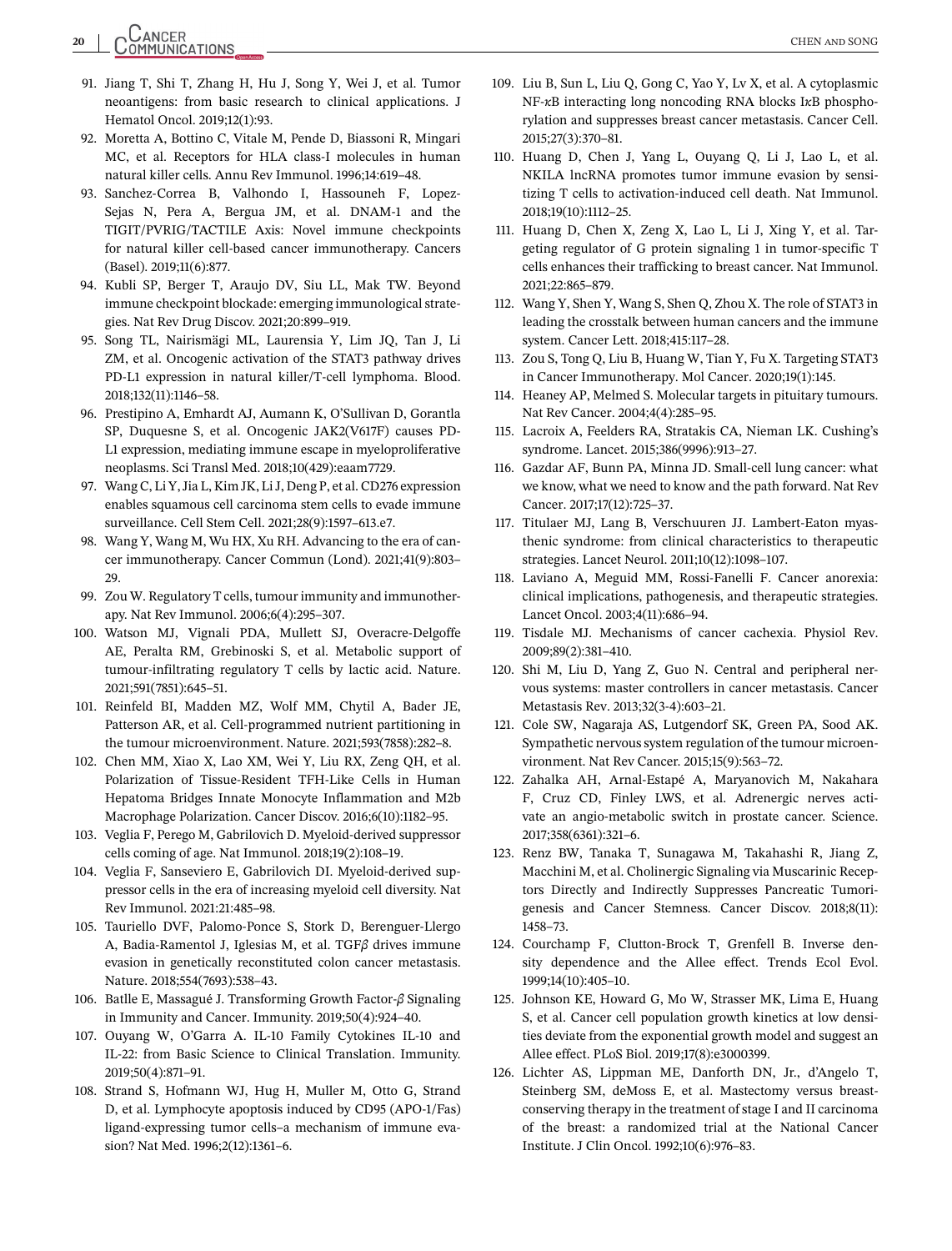91. Jiang T, Shi T, Zhang H, Hu J, Song Y, Wei J, et al. Tumor neoantigens: from basic research to clinical applications. J Hematol Oncol. 2019;12(1):93.
92. Moretta A, Bottino C, Vitale M, Pende D, Biassoni R, Mingari MC, et al. Receptors for HLA class-I molecules in human natural killer cells. Annu Rev Immunol. 1996;14:619–48.
93. Sanchez-Correa B, Valhondo I, Hassouneh F, Lopez-Sejas N, Pera A, Bergua JM, et al. DNAM-1 and the TIGIT/PVRIG/TACTILE Axis: Novel immune checkpoints for natural killer cell-based cancer immunotherapy. Cancers (Basel). 2019;11(6):877.
94. Kubli SP, Berger T, Araujo DV, Siu LL, Mak TW. Beyond immune checkpoint blockade: emerging immunological strategies. Nat Rev Drug Discov. 2021;20:899–919.
95. Song TL, Nairismägi ML, Laurensia Y, Lim JQ, Tan J, Li ZM, et al. Oncogenic activation of the STAT3 pathway drives PD-L1 expression in natural killer/T-cell lymphoma. Blood. 2018;132(11):1146–58.
96. Prestipino A, Emhardt AJ, Aumann K, O'Sullivan D, Gorantla SP, Duquesne S, et al. Oncogenic JAK2(V617F) causes PD-L1 expression, mediating immune escape in myeloproliferative neoplasms. Sci Transl Med. 2018;10(429):eaam7729.
97. Wang C, Li Y, Jia L, Kim JK, Li J, Deng P, et al. CD276 expression enables squamous cell carcinoma stem cells to evade immune surveillance. Cell Stem Cell. 2021;28(9):1597–613.e7.
98. Wang Y, Wang M, Wu HX, Xu RH. Advancing to the era of cancer immunotherapy. Cancer Commun (Lond). 2021;41(9):803–29.
99. Zou W. Regulatory T cells, tumour immunity and immunotherapy. Nat Rev Immunol. 2006;6(4):295–307.
100. Watson MJ, Vignali PDA, Mullett SJ, Overacre-Delgoffe AE, Peralta RM, Grebinoski S, et al. Metabolic support of tumour-infiltrating regulatory T cells by lactic acid. Nature. 2021;591(7851):645–51.
101. Reinfeld BI, Madden MZ, Wolf MM, Chytil A, Bader JE, Patterson AR, et al. Cell-programmed nutrient partitioning in the tumour microenvironment. Nature. 2021;593(7858):282–8.
102. Chen MM, Xiao X, Lao XM, Wei Y, Liu RX, Zeng QH, et al. Polarization of Tissue-Resident TFH-Like Cells in Human Hepatoma Bridges Innate Monocyte Inflammation and M2b Macrophage Polarization. Cancer Discov. 2016;6(10):1182–95.
103. Veglia F, Perego M, Gabrilovich D. Myeloid-derived suppressor cells coming of age. Nat Immunol. 2018;19(2):108–19.
104. Veglia F, Sanseviero E, Gabrilovich DI. Myeloid-derived suppressor cells in the era of increasing myeloid cell diversity. Nat Rev Immunol. 2021:21:485–98.
105. Tauriello DVF, Palomo-Ponce S, Stork D, Berenguer-Llergo A, Badia-Ramentol J, Iglesias M, et al. TGFβ drives immune evasion in genetically reconstituted colon cancer metastasis. Nature. 2018;554(7693):538–43.
106. Batlle E, Massagué J. Transforming Growth Factor-β Signaling in Immunity and Cancer. Immunity. 2019;50(4):924–40.
107. Ouyang W, O'Garra A. IL-10 Family Cytokines IL-10 and IL-22: from Basic Science to Clinical Translation. Immunity. 2019;50(4):871–91.
108. Strand S, Hofmann WJ, Hug H, Muller M, Otto G, Strand D, et al. Lymphocyte apoptosis induced by CD95 (APO-1/Fas) ligand-expressing tumor cells–a mechanism of immune evasion? Nat Med. 1996;2(12):1361–6.
109. Liu B, Sun L, Liu Q, Gong C, Yao Y, Lv X, et al. A cytoplasmic NF-κB interacting long noncoding RNA blocks IκB phosphorylation and suppresses breast cancer metastasis. Cancer Cell. 2015;27(3):370–81.
110. Huang D, Chen J, Yang L, Ouyang Q, Li J, Lao L, et al. NKILA lncRNA promotes tumor immune evasion by sensitizing T cells to activation-induced cell death. Nat Immunol. 2018;19(10):1112–25.
111. Huang D, Chen X, Zeng X, Lao L, Li J, Xing Y, et al. Targeting regulator of G protein signaling 1 in tumor-specific T cells enhances their trafficking to breast cancer. Nat Immunol. 2021;22:865–879.
112. Wang Y, Shen Y, Wang S, Shen Q, Zhou X. The role of STAT3 in leading the crosstalk between human cancers and the immune system. Cancer Lett. 2018;415:117–28.
113. Zou S, Tong Q, Liu B, Huang W, Tian Y, Fu X. Targeting STAT3 in Cancer Immunotherapy. Mol Cancer. 2020;19(1):145.
114. Heaney AP, Melmed S. Molecular targets in pituitary tumours. Nat Rev Cancer. 2004;4(4):285–95.
115. Lacroix A, Feelders RA, Stratakis CA, Nieman LK. Cushing's syndrome. Lancet. 2015;386(9996):913–27.
116. Gazdar AF, Bunn PA, Minna JD. Small-cell lung cancer: what we know, what we need to know and the path forward. Nat Rev Cancer. 2017;17(12):725–37.
117. Titulaer MJ, Lang B, Verschuuren JJ. Lambert-Eaton myasthenic syndrome: from clinical characteristics to therapeutic strategies. Lancet Neurol. 2011;10(12):1098–107.
118. Laviano A, Meguid MM, Rossi-Fanelli F. Cancer anorexia: clinical implications, pathogenesis, and therapeutic strategies. Lancet Oncol. 2003;4(11):686–94.
119. Tisdale MJ. Mechanisms of cancer cachexia. Physiol Rev. 2009;89(2):381–410.
120. Shi M, Liu D, Yang Z, Guo N. Central and peripheral nervous systems: master controllers in cancer metastasis. Cancer Metastasis Rev. 2013;32(3-4):603–21.
121. Cole SW, Nagaraja AS, Lutgendorf SK, Green PA, Sood AK. Sympathetic nervous system regulation of the tumour microenvironment. Nat Rev Cancer. 2015;15(9):563–72.
122. Zahalka AH, Arnal-Estapé A, Maryanovich M, Nakahara F, Cruz CD, Finley LWS, et al. Adrenergic nerves activate an angio-metabolic switch in prostate cancer. Science. 2017;358(6361):321–6.
123. Renz BW, Tanaka T, Sunagawa M, Takahashi R, Jiang Z, Macchini M, et al. Cholinergic Signaling via Muscarinic Receptors Directly and Indirectly Suppresses Pancreatic Tumorigenesis and Cancer Stemness. Cancer Discov. 2018;8(11):1458–73.
124. Courchamp F, Clutton-Brock T, Grenfell B. Inverse density dependence and the Allee effect. Trends Ecol Evol. 1999;14(10):405–10.
125. Johnson KE, Howard G, Mo W, Strasser MK, Lima E, Huang S, et al. Cancer cell population growth kinetics at low densities deviate from the exponential growth model and suggest an Allee effect. PLoS Biol. 2019;17(8):e3000399.
126. Lichter AS, Lippman ME, Danforth DN, Jr., d'Angelo T, Steinberg SM, deMoss E, et al. Mastectomy versus breast-conserving therapy in the treatment of stage I and II carcinoma of the breast: a randomized trial at the National Cancer Institute. J Clin Oncol. 1992;10(6):976–83.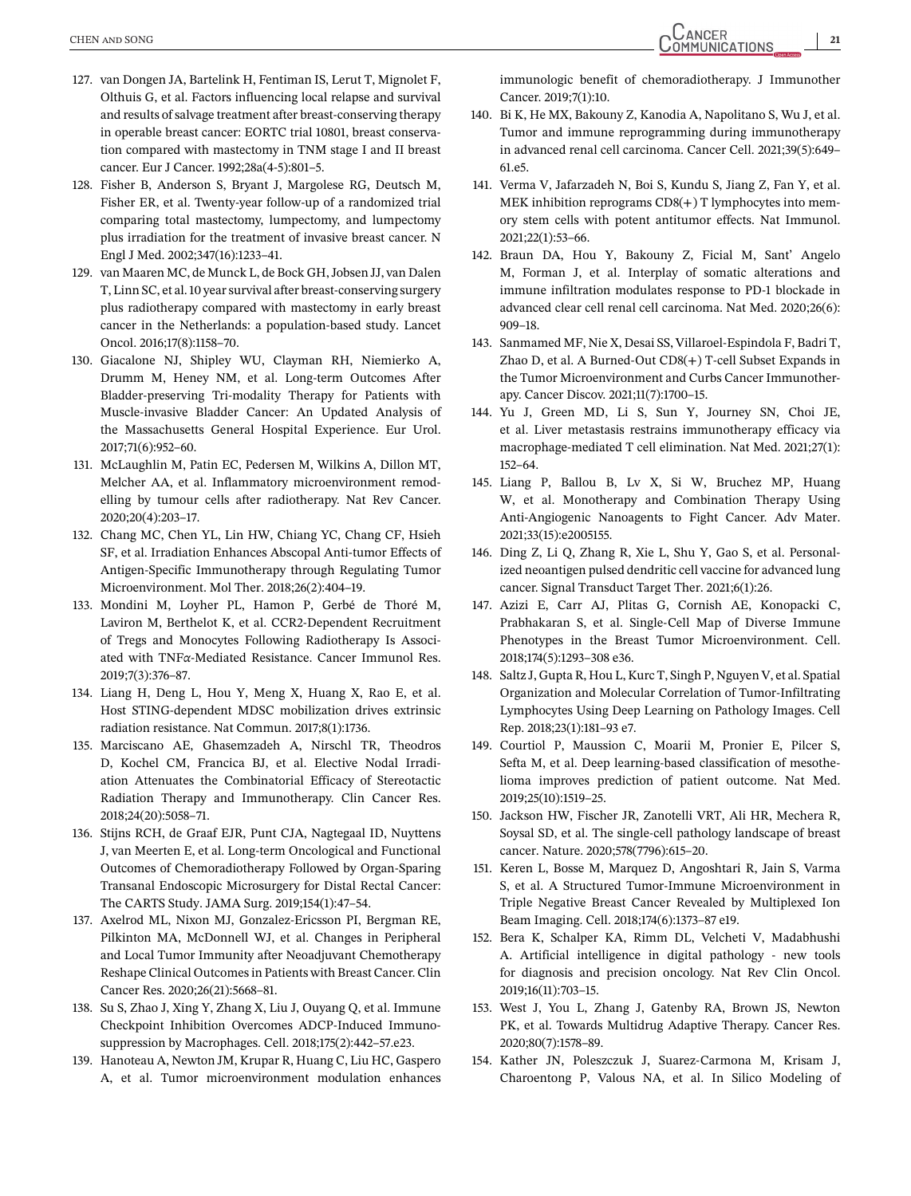127. van Dongen JA, Bartelink H, Fentiman IS, Lerut T, Mignolet F, Olthuis G, et al. Factors influencing local relapse and survival and results of salvage treatment after breast-conserving therapy in operable breast cancer: EORTC trial 10801, breast conservation compared with mastectomy in TNM stage I and II breast cancer. Eur J Cancer. 1992;28a(4-5):801–5.
128. Fisher B, Anderson S, Bryant J, Margolese RG, Deutsch M, Fisher ER, et al. Twenty-year follow-up of a randomized trial comparing total mastectomy, lumpectomy, and lumpectomy plus irradiation for the treatment of invasive breast cancer. N Engl J Med. 2002;347(16):1233–41.
129. van Maaren MC, de Munck L, de Bock GH, Jobsen JJ, van Dalen T, Linn SC, et al. 10 year survival after breast-conserving surgery plus radiotherapy compared with mastectomy in early breast cancer in the Netherlands: a population-based study. Lancet Oncol. 2016;17(8):1158–70.
130. Giacalone NJ, Shipley WU, Clayman RH, Niemierko A, Drumm M, Heney NM, et al. Long-term Outcomes After Bladder-preserving Tri-modality Therapy for Patients with Muscle-invasive Bladder Cancer: An Updated Analysis of the Massachusetts General Hospital Experience. Eur Urol. 2017;71(6):952–60.
131. McLaughlin M, Patin EC, Pedersen M, Wilkins A, Dillon MT, Melcher AA, et al. Inflammatory microenvironment remodelling by tumour cells after radiotherapy. Nat Rev Cancer. 2020;20(4):203–17.
132. Chang MC, Chen YL, Lin HW, Chiang YC, Chang CF, Hsieh SF, et al. Irradiation Enhances Abscopal Anti-tumor Effects of Antigen-Specific Immunotherapy through Regulating Tumor Microenvironment. Mol Ther. 2018;26(2):404–19.
133. Mondini M, Loyher PL, Hamon P, Gerbé de Thoré M, Laviron M, Berthelot K, et al. CCR2-Dependent Recruitment of Tregs and Monocytes Following Radiotherapy Is Associated with TNFα-Mediated Resistance. Cancer Immunol Res. 2019;7(3):376–87.
134. Liang H, Deng L, Hou Y, Meng X, Huang X, Rao E, et al. Host STING-dependent MDSC mobilization drives extrinsic radiation resistance. Nat Commun. 2017;8(1):1736.
135. Marciscano AE, Ghasemzadeh A, Nirschl TR, Theodros D, Kochel CM, Francica BJ, et al. Elective Nodal Irradiation Attenuates the Combinatorial Efficacy of Stereotactic Radiation Therapy and Immunotherapy. Clin Cancer Res. 2018;24(20):5058–71.
136. Stijns RCH, de Graaf EJR, Punt CJA, Nagtegaal ID, Nuyttens J, van Meerten E, et al. Long-term Oncological and Functional Outcomes of Chemoradiotherapy Followed by Organ-Sparing Transanal Endoscopic Microsurgery for Distal Rectal Cancer: The CARTS Study. JAMA Surg. 2019;154(1):47–54.
137. Axelrod ML, Nixon MJ, Gonzalez-Ericsson PI, Bergman RE, Pilkinton MA, McDonnell WJ, et al. Changes in Peripheral and Local Tumor Immunity after Neoadjuvant Chemotherapy Reshape Clinical Outcomes in Patients with Breast Cancer. Clin Cancer Res. 2020;26(21):5668–81.
138. Su S, Zhao J, Xing Y, Zhang X, Liu J, Ouyang Q, et al. Immune Checkpoint Inhibition Overcomes ADCP-Induced Immunosuppression by Macrophages. Cell. 2018;175(2):442–57.e23.
139. Hanoteau A, Newton JM, Krupar R, Huang C, Liu HC, Gaspero A, et al. Tumor microenvironment modulation enhances immunologic benefit of chemoradiotherapy. J Immunother Cancer. 2019;7(1):10.
140. Bi K, He MX, Bakouny Z, Kanodia A, Napolitano S, Wu J, et al. Tumor and immune reprogramming during immunotherapy in advanced renal cell carcinoma. Cancer Cell. 2021;39(5):649–61.e5.
141. Verma V, Jafarzadeh N, Boi S, Kundu S, Jiang Z, Fan Y, et al. MEK inhibition reprograms CD8(+) T lymphocytes into memory stem cells with potent antitumor effects. Nat Immunol. 2021;22(1):53–66.
142. Braun DA, Hou Y, Bakouny Z, Ficial M, Sant' Angelo M, Forman J, et al. Interplay of somatic alterations and immune infiltration modulates response to PD-1 blockade in advanced clear cell renal cell carcinoma. Nat Med. 2020;26(6):909–18.
143. Sanmamed MF, Nie X, Desai SS, Villaroel-Espindola F, Badri T, Zhao D, et al. A Burned-Out CD8(+) T-cell Subset Expands in the Tumor Microenvironment and Curbs Cancer Immunotherapy. Cancer Discov. 2021;11(7):1700–15.
144. Yu J, Green MD, Li S, Sun Y, Journey SN, Choi JE, et al. Liver metastasis restrains immunotherapy efficacy via macrophage-mediated T cell elimination. Nat Med. 2021;27(1):152–64.
145. Liang P, Ballou B, Lv X, Si W, Bruchez MP, Huang W, et al. Monotherapy and Combination Therapy Using Anti-Angiogenic Nanoagents to Fight Cancer. Adv Mater. 2021;33(15):e2005155.
146. Ding Z, Li Q, Zhang R, Xie L, Shu Y, Gao S, et al. Personalized neoantigen pulsed dendritic cell vaccine for advanced lung cancer. Signal Transduct Target Ther. 2021;6(1):26.
147. Azizi E, Carr AJ, Plitas G, Cornish AE, Konopacki C, Prabhakaran S, et al. Single-Cell Map of Diverse Immune Phenotypes in the Breast Tumor Microenvironment. Cell. 2018;174(5):1293–308 e36.
148. Saltz J, Gupta R, Hou L, Kurc T, Singh P, Nguyen V, et al. Spatial Organization and Molecular Correlation of Tumor-Infiltrating Lymphocytes Using Deep Learning on Pathology Images. Cell Rep. 2018;23(1):181–93 e7.
149. Courtiol P, Maussion C, Moarii M, Pronier E, Pilcer S, Sefta M, et al. Deep learning-based classification of mesothelioma improves prediction of patient outcome. Nat Med. 2019;25(10):1519–25.
150. Jackson HW, Fischer JR, Zanotelli VRT, Ali HR, Mechera R, Soysal SD, et al. The single-cell pathology landscape of breast cancer. Nature. 2020;578(7796):615–20.
151. Keren L, Bosse M, Marquez D, Angoshtari R, Jain S, Varma S, et al. A Structured Tumor-Immune Microenvironment in Triple Negative Breast Cancer Revealed by Multiplexed Ion Beam Imaging. Cell. 2018;174(6):1373–87 e19.
152. Bera K, Schalper KA, Rimm DL, Velcheti V, Madabhushi A. Artificial intelligence in digital pathology - new tools for diagnosis and precision oncology. Nat Rev Clin Oncol. 2019;16(11):703–15.
153. West J, You L, Zhang J, Gatenby RA, Brown JS, Newton PK, et al. Towards Multidrug Adaptive Therapy. Cancer Res. 2020;80(7):1578–89.
154. Kather JN, Poleszczuk J, Suarez-Carmona M, Krisam J, Charoentong P, Valous NA, et al. In Silico Modeling of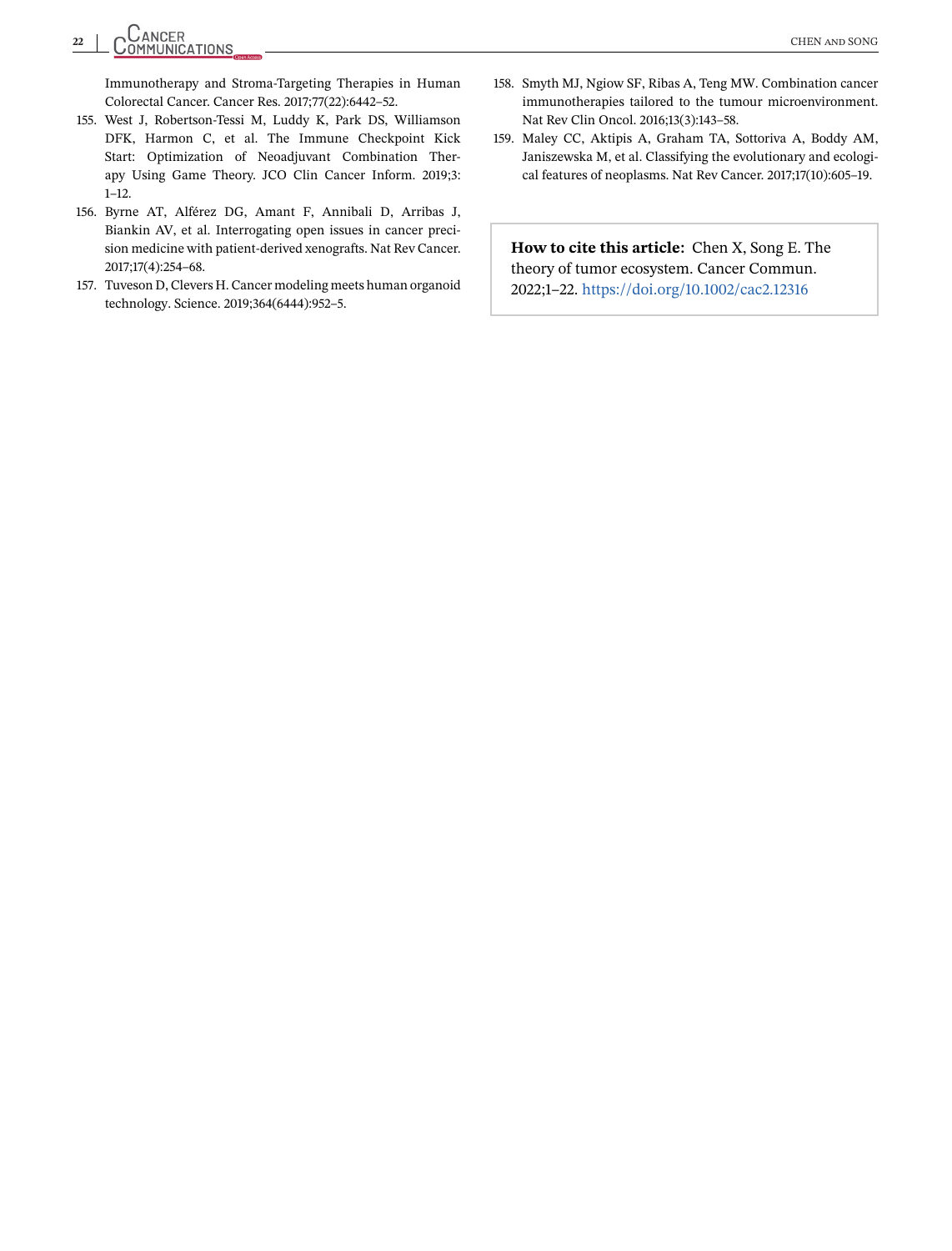Immunotherapy and Stroma-Targeting Therapies in Human Colorectal Cancer. Cancer Res. 2017;77(22):6442–52.

155. West J, Robertson-Tessi M, Luddy K, Park DS, Williamson DFK, Harmon C, et al. The Immune Checkpoint Kick Start: Optimization of Neoadjuvant Combination Therapy Using Game Theory. JCO Clin Cancer Inform. 2019;3: 1–12.
156. Byrne AT, Alférez DG, Amant F, Annibali D, Arribas J, Biankin AV, et al. Interrogating open issues in cancer precision medicine with patient-derived xenografts. Nat Rev Cancer. 2017;17(4):254–68.
157. Tuveson D, Clevers H. Cancer modeling meets human organoid technology. Science. 2019;364(6444):952–5.
158. Smyth MJ, Ngiow SF, Ribas A, Teng MW. Combination cancer immunotherapies tailored to the tumour microenvironment. Nat Rev Clin Oncol. 2016;13(3):143–58.
159. Maley CC, Aktipis A, Graham TA, Sottoriva A, Boddy AM, Janiszewska M, et al. Classifying the evolutionary and ecological features of neoplasms. Nat Rev Cancer. 2017;17(10):605–19.

**How to cite this article:** Chen X, Song E. The theory of tumor ecosystem. Cancer Commun. 2022;1–22. https://doi.org/10.1002/cac2.12316